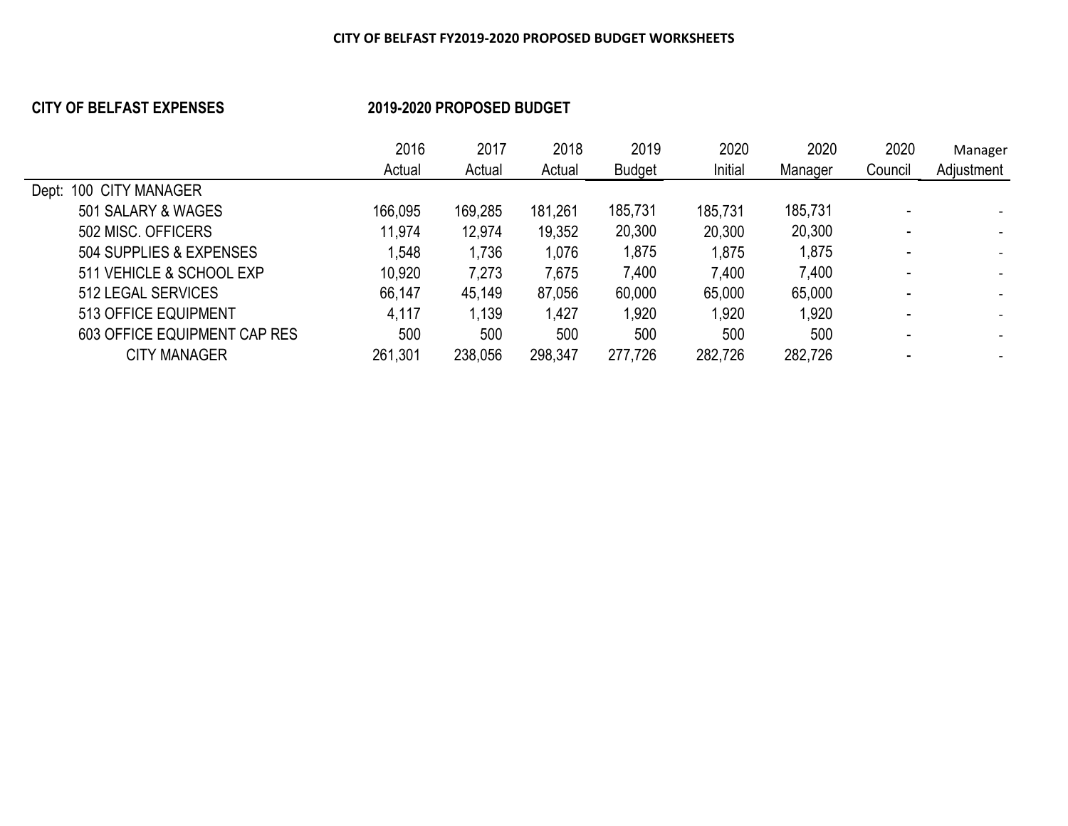**CITY OF BELFAST FY2019-2020 PROPOSED BUDGET WORKSHEETS**

**CITY OF BELFAST EXPENSES** **2019-2020 PROPOSED BUDGET**

| | 2016 Actual | 2017 Actual | 2018 Actual | 2019 Budget | 2020 Initial | 2020 Manager | 2020 Council | Manager Adjustment |
|---|---|---|---|---|---|---|---|---|
| Dept: 100 CITY MANAGER | | | | | | | | |
| 501 SALARY & WAGES | 166,095 | 169,285 | 181,261 | 185,731 | 185,731 | 185,731 | - | - |
| 502 MISC. OFFICERS | 11,974 | 12,974 | 19,352 | 20,300 | 20,300 | 20,300 | - | - |
| 504 SUPPLIES & EXPENSES | 1,548 | 1,736 | 1,076 | 1,875 | 1,875 | 1,875 | - | - |
| 511 VEHICLE & SCHOOL EXP | 10,920 | 7,273 | 7,675 | 7,400 | 7,400 | 7,400 | - | - |
| 512 LEGAL SERVICES | 66,147 | 45,149 | 87,056 | 60,000 | 65,000 | 65,000 | - | - |
| 513 OFFICE EQUIPMENT | 4,117 | 1,139 | 1,427 | 1,920 | 1,920 | 1,920 | - | - |
| 603 OFFICE EQUIPMENT CAP RES | 500 | 500 | 500 | 500 | 500 | 500 | - | - |
| CITY MANAGER | 261,301 | 238,056 | 298,347 | 277,726 | 282,726 | 282,726 | - | - |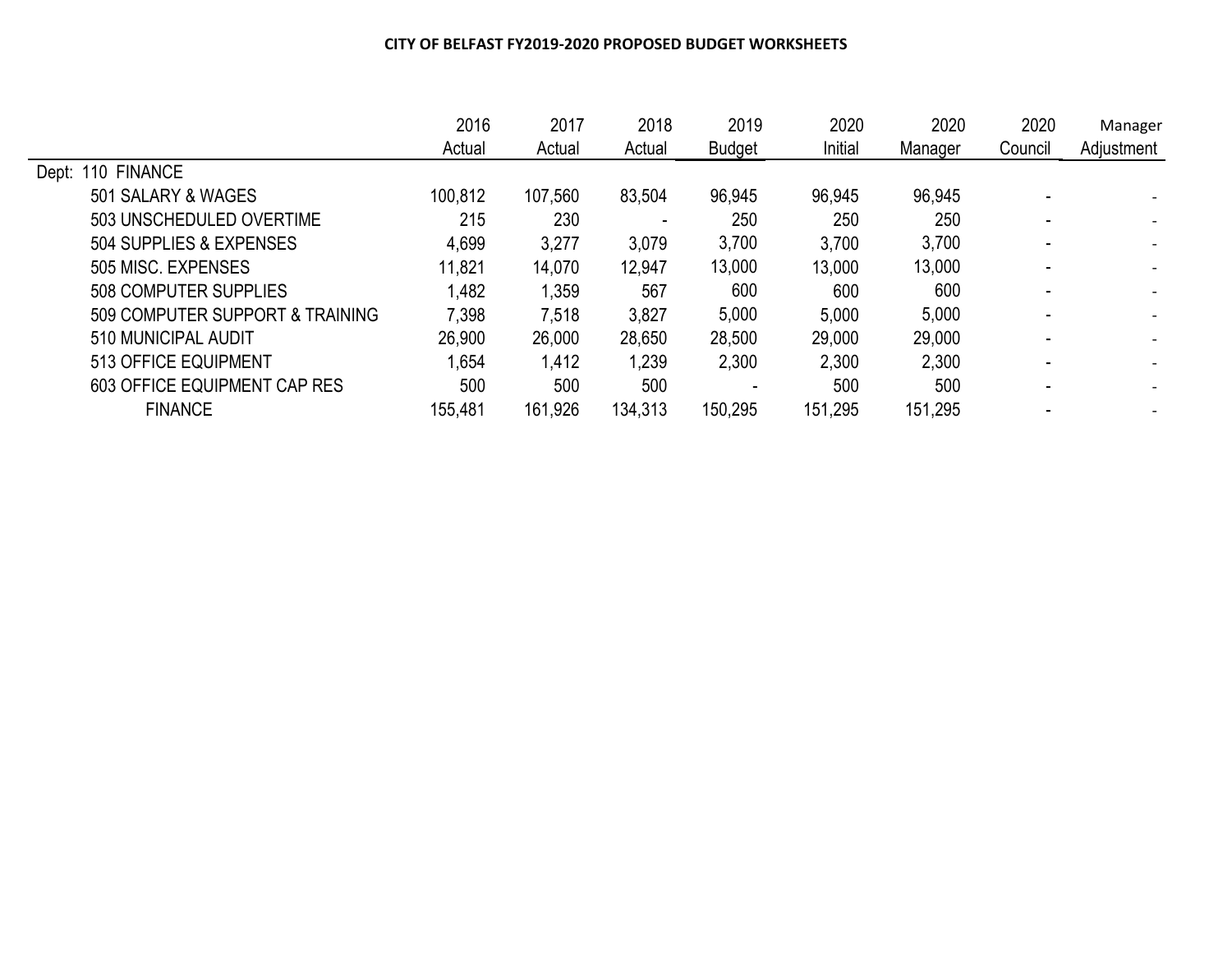**CITY OF BELFAST FY2019-2020 PROPOSED BUDGET WORKSHEETS**

| | 2016 Actual | 2017 Actual | 2018 Actual | 2019 Budget | 2020 Initial | 2020 Manager | 2020 Council | Manager Adjustment |
|---|---|---|---|---|---|---|---|---|
| Dept: 110 FINANCE | | | | | | | | |
| 501 SALARY & WAGES | 100,812 | 107,560 | 83,504 | 96,945 | 96,945 | 96,945 | - | - |
| 503 UNSCHEDULED OVERTIME | 215 | 230 | - | 250 | 250 | 250 | - | - |
| 504 SUPPLIES & EXPENSES | 4,699 | 3,277 | 3,079 | 3,700 | 3,700 | 3,700 | - | - |
| 505 MISC. EXPENSES | 11,821 | 14,070 | 12,947 | 13,000 | 13,000 | 13,000 | - | - |
| 508 COMPUTER SUPPLIES | 1,482 | 1,359 | 567 | 600 | 600 | 600 | - | - |
| 509 COMPUTER SUPPORT & TRAINING | 7,398 | 7,518 | 3,827 | 5,000 | 5,000 | 5,000 | - | - |
| 510 MUNICIPAL AUDIT | 26,900 | 26,000 | 28,650 | 28,500 | 29,000 | 29,000 | - | - |
| 513 OFFICE EQUIPMENT | 1,654 | 1,412 | 1,239 | 2,300 | 2,300 | 2,300 | - | - |
| 603 OFFICE EQUIPMENT CAP RES | 500 | 500 | 500 | - | 500 | 500 | - | - |
| FINANCE | 155,481 | 161,926 | 134,313 | 150,295 | 151,295 | 151,295 | - | - |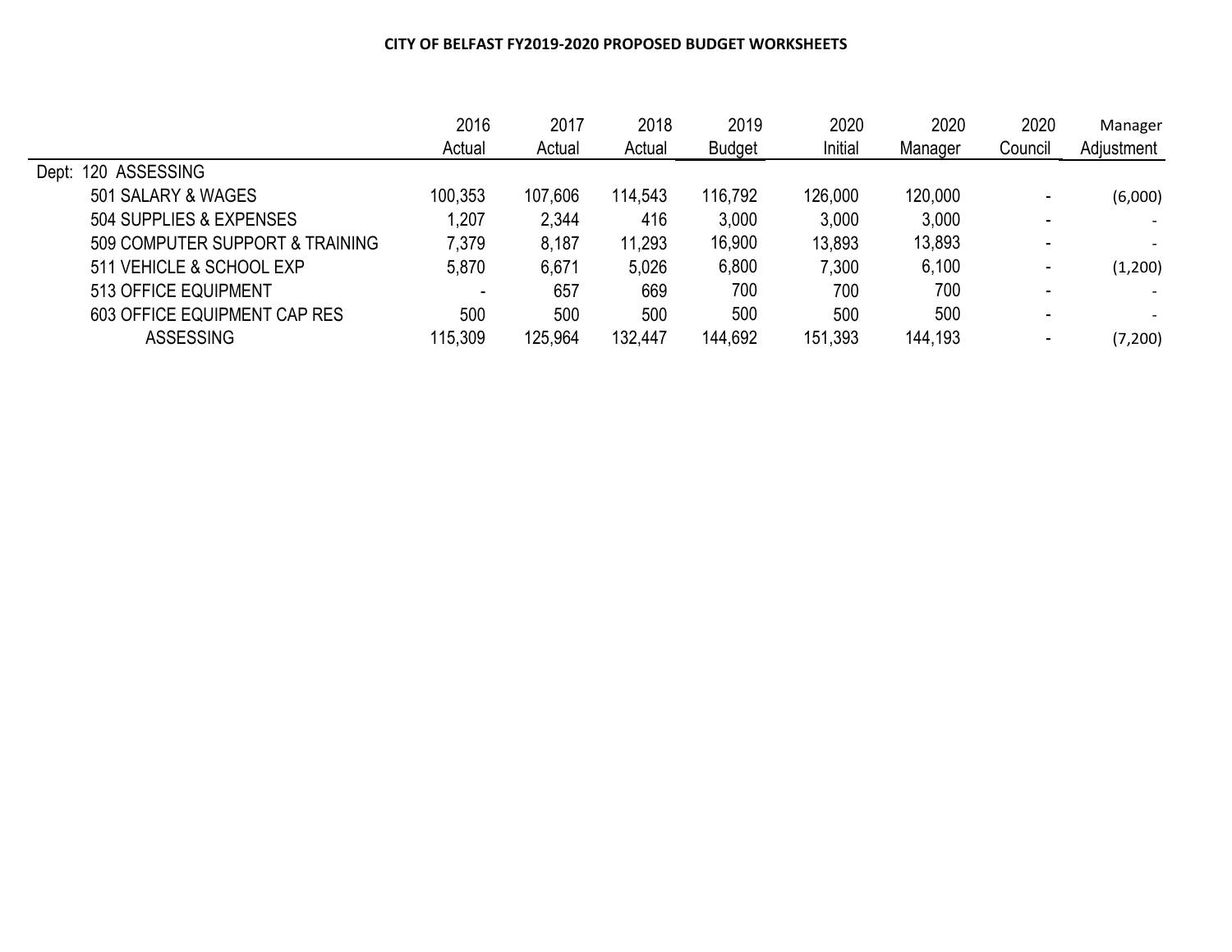**CITY OF BELFAST FY2019-2020 PROPOSED BUDGET WORKSHEETS**

| | 2016 Actual | 2017 Actual | 2018 Actual | 2019 Budget | 2020 Initial | 2020 Manager | 2020 Council | Manager Adjustment |
|---|---|---|---|---|---|---|---|---|
| Dept: 120 ASSESSING | | | | | | | | |
| 501 SALARY & WAGES | 100,353 | 107,606 | 114,543 | 116,792 | 126,000 | 120,000 | - | (6,000) |
| 504 SUPPLIES & EXPENSES | 1,207 | 2,344 | 416 | 3,000 | 3,000 | 3,000 | - | - |
| 509 COMPUTER SUPPORT & TRAINING | 7,379 | 8,187 | 11,293 | 16,900 | 13,893 | 13,893 | - | - |
| 511 VEHICLE & SCHOOL EXP | 5,870 | 6,671 | 5,026 | 6,800 | 7,300 | 6,100 | - | (1,200) |
| 513 OFFICE EQUIPMENT | - | 657 | 669 | 700 | 700 | 700 | - | - |
| 603 OFFICE EQUIPMENT CAP RES | 500 | 500 | 500 | 500 | 500 | 500 | - | - |
| ASSESSING | 115,309 | 125,964 | 132,447 | 144,692 | 151,393 | 144,193 | - | (7,200) |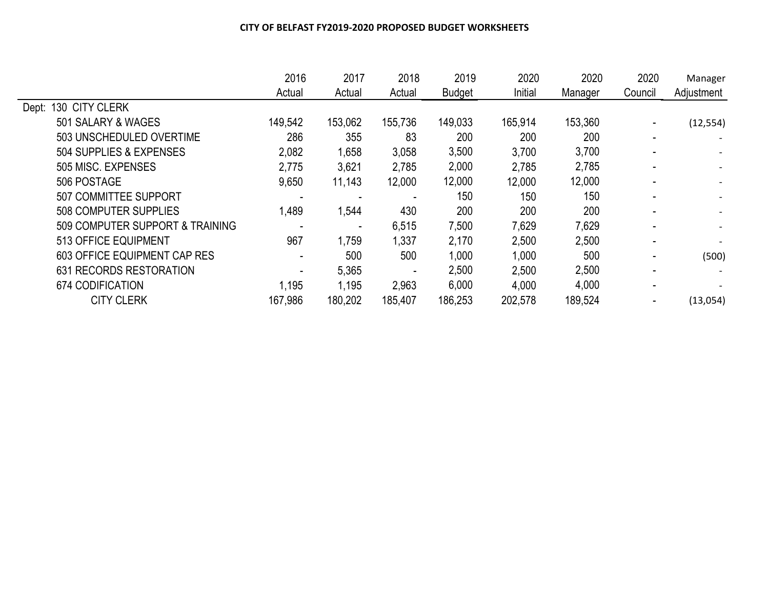**CITY OF BELFAST FY2019-2020 PROPOSED BUDGET WORKSHEETS**

| | 2016 Actual | 2017 Actual | 2018 Actual | 2019 Budget | 2020 Initial | 2020 Manager | 2020 Council | Manager Adjustment |
|---|---|---|---|---|---|---|---|---|
| Dept: 130 CITY CLERK | | | | | | | | |
| 501 SALARY & WAGES | 149,542 | 153,062 | 155,736 | 149,033 | 165,914 | 153,360 | - | (12,554) |
| 503 UNSCHEDULED OVERTIME | 286 | 355 | 83 | 200 | 200 | 200 | - | - |
| 504 SUPPLIES & EXPENSES | 2,082 | 1,658 | 3,058 | 3,500 | 3,700 | 3,700 | - | - |
| 505 MISC. EXPENSES | 2,775 | 3,621 | 2,785 | 2,000 | 2,785 | 2,785 | - | - |
| 506 POSTAGE | 9,650 | 11,143 | 12,000 | 12,000 | 12,000 | 12,000 | - | - |
| 507 COMMITTEE SUPPORT | - | - | - | 150 | 150 | 150 | - | - |
| 508 COMPUTER SUPPLIES | 1,489 | 1,544 | 430 | 200 | 200 | 200 | - | - |
| 509 COMPUTER SUPPORT & TRAINING | - | - | 6,515 | 7,500 | 7,629 | 7,629 | - | - |
| 513 OFFICE EQUIPMENT | 967 | 1,759 | 1,337 | 2,170 | 2,500 | 2,500 | - | - |
| 603 OFFICE EQUIPMENT CAP RES | - | 500 | 500 | 1,000 | 1,000 | 500 | - | (500) |
| 631 RECORDS RESTORATION | - | 5,365 | - | 2,500 | 2,500 | 2,500 | - | - |
| 674 CODIFICATION | 1,195 | 1,195 | 2,963 | 6,000 | 4,000 | 4,000 | - | - |
| CITY CLERK | 167,986 | 180,202 | 185,407 | 186,253 | 202,578 | 189,524 | - | (13,054) |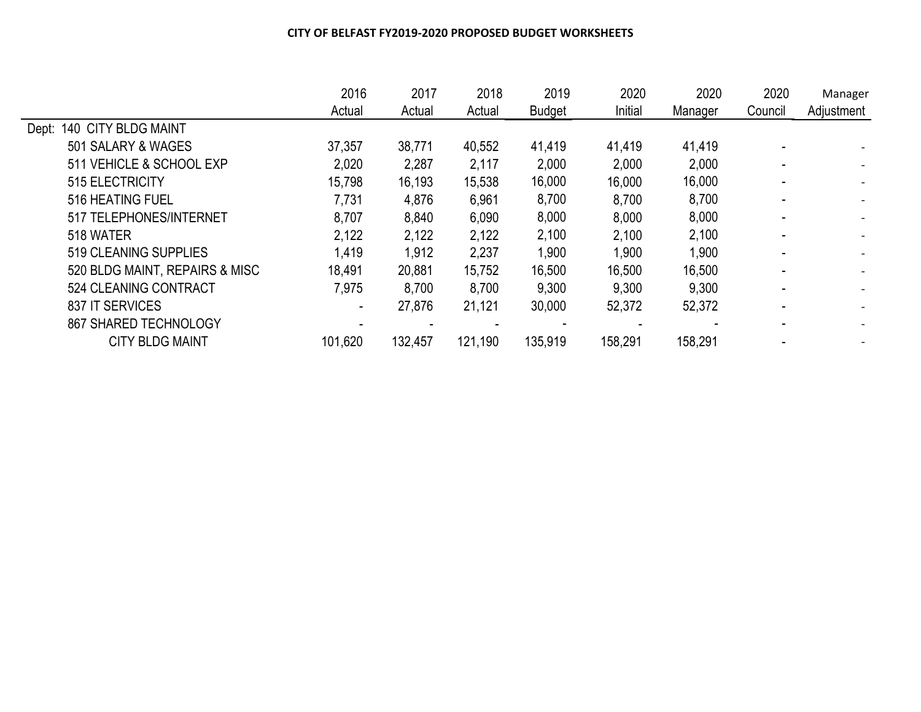# CITY OF BELFAST FY2019-2020 PROPOSED BUDGET WORKSHEETS

| | 2016 Actual | 2017 Actual | 2018 Actual | 2019 Budget | 2020 Initial | 2020 Manager | 2020 Council | Manager Adjustment |
|---|---|---|---|---|---|---|---|---|
| Dept: 140 CITY BLDG MAINT | | | | | | | | |
| 501 SALARY & WAGES | 37,357 | 38,771 | 40,552 | 41,419 | 41,419 | 41,419 | - | - |
| 511 VEHICLE & SCHOOL EXP | 2,020 | 2,287 | 2,117 | 2,000 | 2,000 | 2,000 | - | - |
| 515 ELECTRICITY | 15,798 | 16,193 | 15,538 | 16,000 | 16,000 | 16,000 | - | - |
| 516 HEATING FUEL | 7,731 | 4,876 | 6,961 | 8,700 | 8,700 | 8,700 | - | - |
| 517 TELEPHONES/INTERNET | 8,707 | 8,840 | 6,090 | 8,000 | 8,000 | 8,000 | - | - |
| 518 WATER | 2,122 | 2,122 | 2,122 | 2,100 | 2,100 | 2,100 | - | - |
| 519 CLEANING SUPPLIES | 1,419 | 1,912 | 2,237 | 1,900 | 1,900 | 1,900 | - | - |
| 520 BLDG MAINT, REPAIRS & MISC | 18,491 | 20,881 | 15,752 | 16,500 | 16,500 | 16,500 | - | - |
| 524 CLEANING CONTRACT | 7,975 | 8,700 | 8,700 | 9,300 | 9,300 | 9,300 | - | - |
| 837 IT SERVICES | - | 27,876 | 21,121 | 30,000 | 52,372 | 52,372 | - | - |
| 867 SHARED TECHNOLOGY | - | - | - | - | - | - | - | - |
| CITY BLDG MAINT | 101,620 | 132,457 | 121,190 | 135,919 | 158,291 | 158,291 | - | - |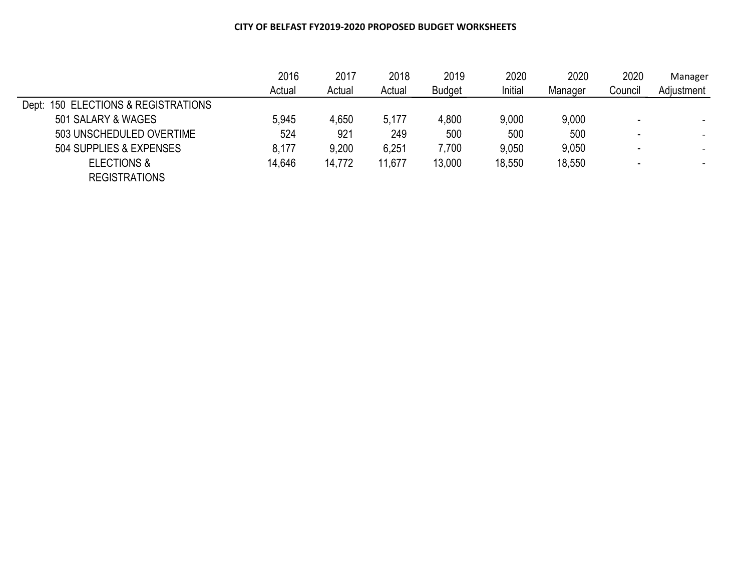**CITY OF BELFAST FY2019-2020 PROPOSED BUDGET WORKSHEETS**

| | 2016 Actual | 2017 Actual | 2018 Actual | 2019 Budget | 2020 Initial | 2020 Manager | 2020 Council | Manager Adjustment |
|---|---|---|---|---|---|---|---|---|
| Dept: 150 ELECTIONS & REGISTRATIONS | | | | | | | | |
| 501 SALARY & WAGES | 5,945 | 4,650 | 5,177 | 4,800 | 9,000 | 9,000 | - | - |
| 503 UNSCHEDULED OVERTIME | 524 | 921 | 249 | 500 | 500 | 500 | - | - |
| 504 SUPPLIES & EXPENSES | 8,177 | 9,200 | 6,251 | 7,700 | 9,050 | 9,050 | - | - |
| ELECTIONS & REGISTRATIONS | 14,646 | 14,772 | 11,677 | 13,000 | 18,550 | 18,550 | - | - |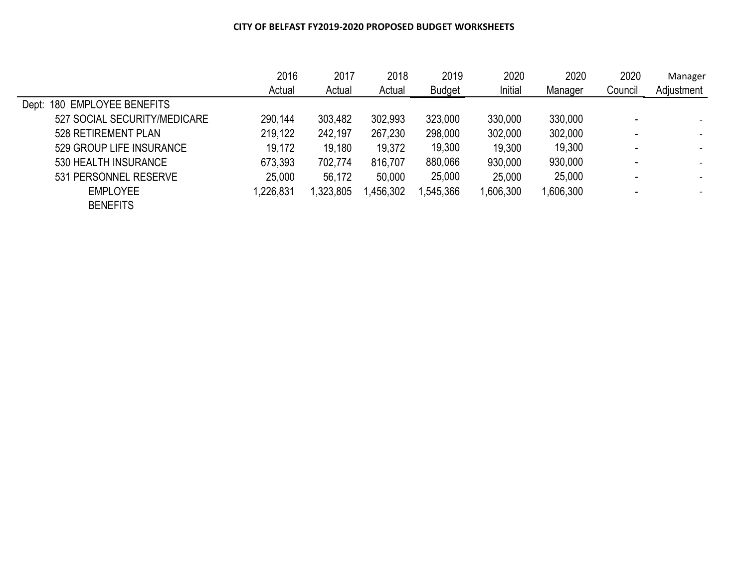**CITY OF BELFAST FY2019-2020 PROPOSED BUDGET WORKSHEETS**

| | 2016 Actual | 2017 Actual | 2018 Actual | 2019 Budget | 2020 Initial | 2020 Manager | 2020 Council | Manager Adjustment |
|---|---|---|---|---|---|---|---|---|
| Dept: 180 EMPLOYEE BENEFITS | | | | | | | | |
| 527 SOCIAL SECURITY/MEDICARE | 290,144 | 303,482 | 302,993 | 323,000 | 330,000 | 330,000 | - | - |
| 528 RETIREMENT PLAN | 219,122 | 242,197 | 267,230 | 298,000 | 302,000 | 302,000 | - | - |
| 529 GROUP LIFE INSURANCE | 19,172 | 19,180 | 19,372 | 19,300 | 19,300 | 19,300 | - | - |
| 530 HEALTH INSURANCE | 673,393 | 702,774 | 816,707 | 880,066 | 930,000 | 930,000 | - | - |
| 531 PERSONNEL RESERVE | 25,000 | 56,172 | 50,000 | 25,000 | 25,000 | 25,000 | - | - |
| EMPLOYEE BENEFITS | 1,226,831 | 1,323,805 | 1,456,302 | 1,545,366 | 1,606,300 | 1,606,300 | - | - |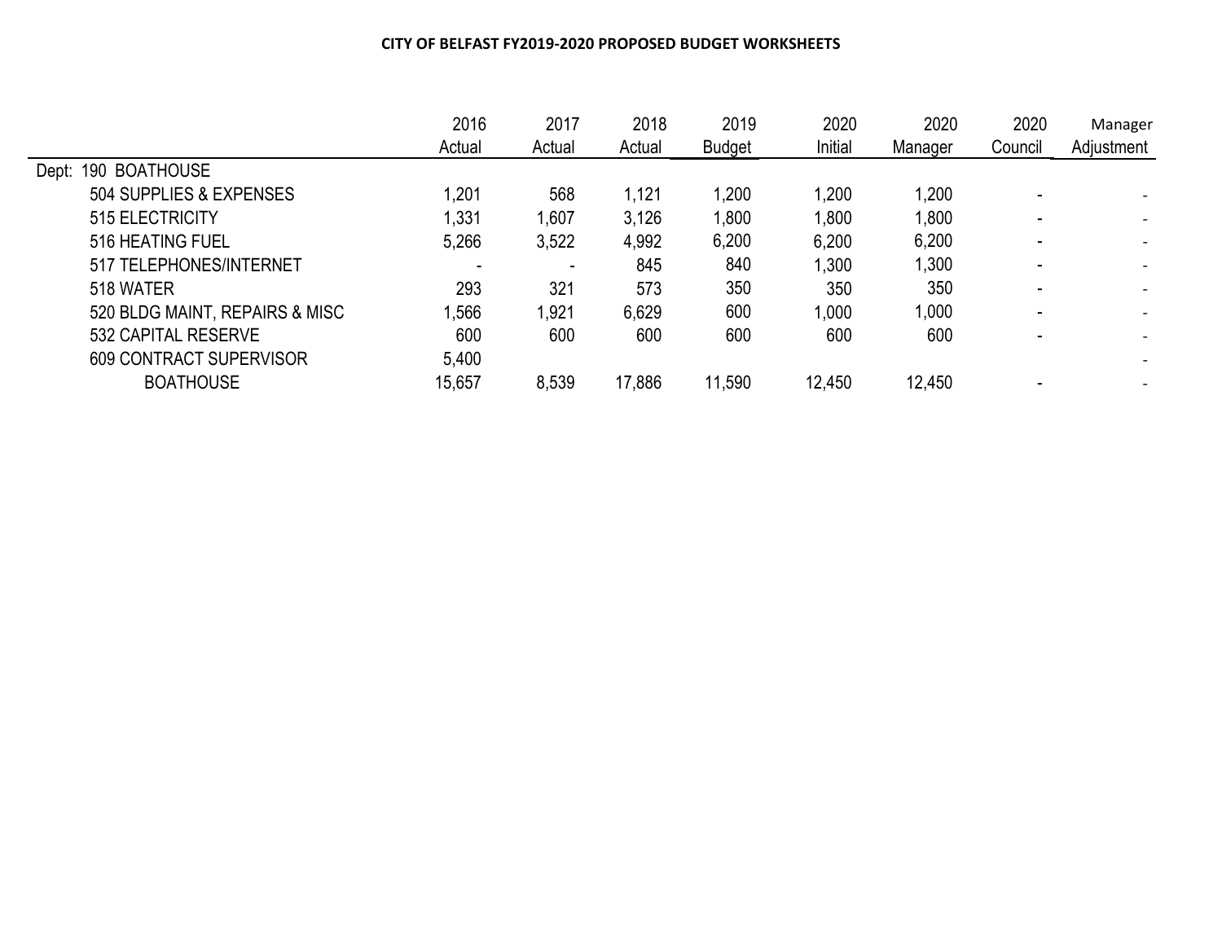# CITY OF BELFAST FY2019-2020 PROPOSED BUDGET WORKSHEETS

| | 2016 Actual | 2017 Actual | 2018 Actual | 2019 Budget | 2020 Initial | 2020 Manager | 2020 Council | Manager Adjustment |
|---|---|---|---|---|---|---|---|---|
| Dept: 190 BOATHOUSE | | | | | | | | |
| 504 SUPPLIES & EXPENSES | 1,201 | 568 | 1,121 | 1,200 | 1,200 | 1,200 | - | - |
| 515 ELECTRICITY | 1,331 | 1,607 | 3,126 | 1,800 | 1,800 | 1,800 | - | - |
| 516 HEATING FUEL | 5,266 | 3,522 | 4,992 | 6,200 | 6,200 | 6,200 | - | - |
| 517 TELEPHONES/INTERNET | - | - | 845 | 840 | 1,300 | 1,300 | - | - |
| 518 WATER | 293 | 321 | 573 | 350 | 350 | 350 | - | - |
| 520 BLDG MAINT, REPAIRS & MISC | 1,566 | 1,921 | 6,629 | 600 | 1,000 | 1,000 | - | - |
| 532 CAPITAL RESERVE | 600 | 600 | 600 | 600 | 600 | 600 | - | - |
| 609 CONTRACT SUPERVISOR | 5,400 | | | | | | | - |
| BOATHOUSE | 15,657 | 8,539 | 17,886 | 11,590 | 12,450 | 12,450 | - | - |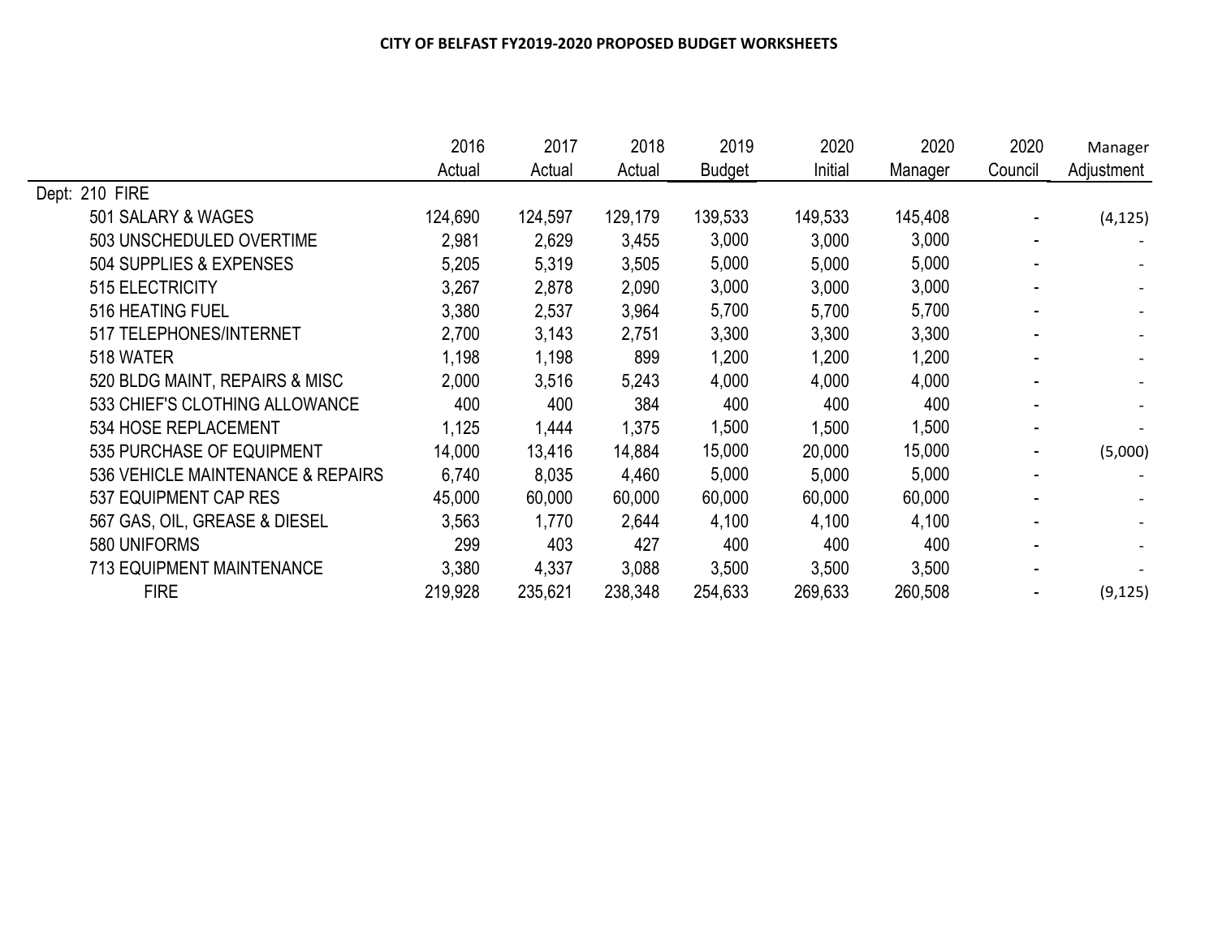# CITY OF BELFAST FY2019-2020 PROPOSED BUDGET WORKSHEETS

| | 2016 Actual | 2017 Actual | 2018 Actual | 2019 Budget | 2020 Initial | 2020 Manager | 2020 Council | Manager Adjustment |
|---|---|---|---|---|---|---|---|---|
| Dept: 210 FIRE | | | | | | | | |
| 501 SALARY & WAGES | 124,690 | 124,597 | 129,179 | 139,533 | 149,533 | 145,408 | - | (4,125) |
| 503 UNSCHEDULED OVERTIME | 2,981 | 2,629 | 3,455 | 3,000 | 3,000 | 3,000 | - | - |
| 504 SUPPLIES & EXPENSES | 5,205 | 5,319 | 3,505 | 5,000 | 5,000 | 5,000 | - | - |
| 515 ELECTRICITY | 3,267 | 2,878 | 2,090 | 3,000 | 3,000 | 3,000 | - | - |
| 516 HEATING FUEL | 3,380 | 2,537 | 3,964 | 5,700 | 5,700 | 5,700 | - | - |
| 517 TELEPHONES/INTERNET | 2,700 | 3,143 | 2,751 | 3,300 | 3,300 | 3,300 | - | - |
| 518 WATER | 1,198 | 1,198 | 899 | 1,200 | 1,200 | 1,200 | - | - |
| 520 BLDG MAINT, REPAIRS & MISC | 2,000 | 3,516 | 5,243 | 4,000 | 4,000 | 4,000 | - | - |
| 533 CHIEF'S CLOTHING ALLOWANCE | 400 | 400 | 384 | 400 | 400 | 400 | - | - |
| 534 HOSE REPLACEMENT | 1,125 | 1,444 | 1,375 | 1,500 | 1,500 | 1,500 | - | - |
| 535 PURCHASE OF EQUIPMENT | 14,000 | 13,416 | 14,884 | 15,000 | 20,000 | 15,000 | - | (5,000) |
| 536 VEHICLE MAINTENANCE & REPAIRS | 6,740 | 8,035 | 4,460 | 5,000 | 5,000 | 5,000 | - | - |
| 537 EQUIPMENT CAP RES | 45,000 | 60,000 | 60,000 | 60,000 | 60,000 | 60,000 | - | - |
| 567 GAS, OIL, GREASE & DIESEL | 3,563 | 1,770 | 2,644 | 4,100 | 4,100 | 4,100 | - | - |
| 580 UNIFORMS | 299 | 403 | 427 | 400 | 400 | 400 | - | - |
| 713 EQUIPMENT MAINTENANCE | 3,380 | 4,337 | 3,088 | 3,500 | 3,500 | 3,500 | - | - |
| FIRE | 219,928 | 235,621 | 238,348 | 254,633 | 269,633 | 260,508 | - | (9,125) |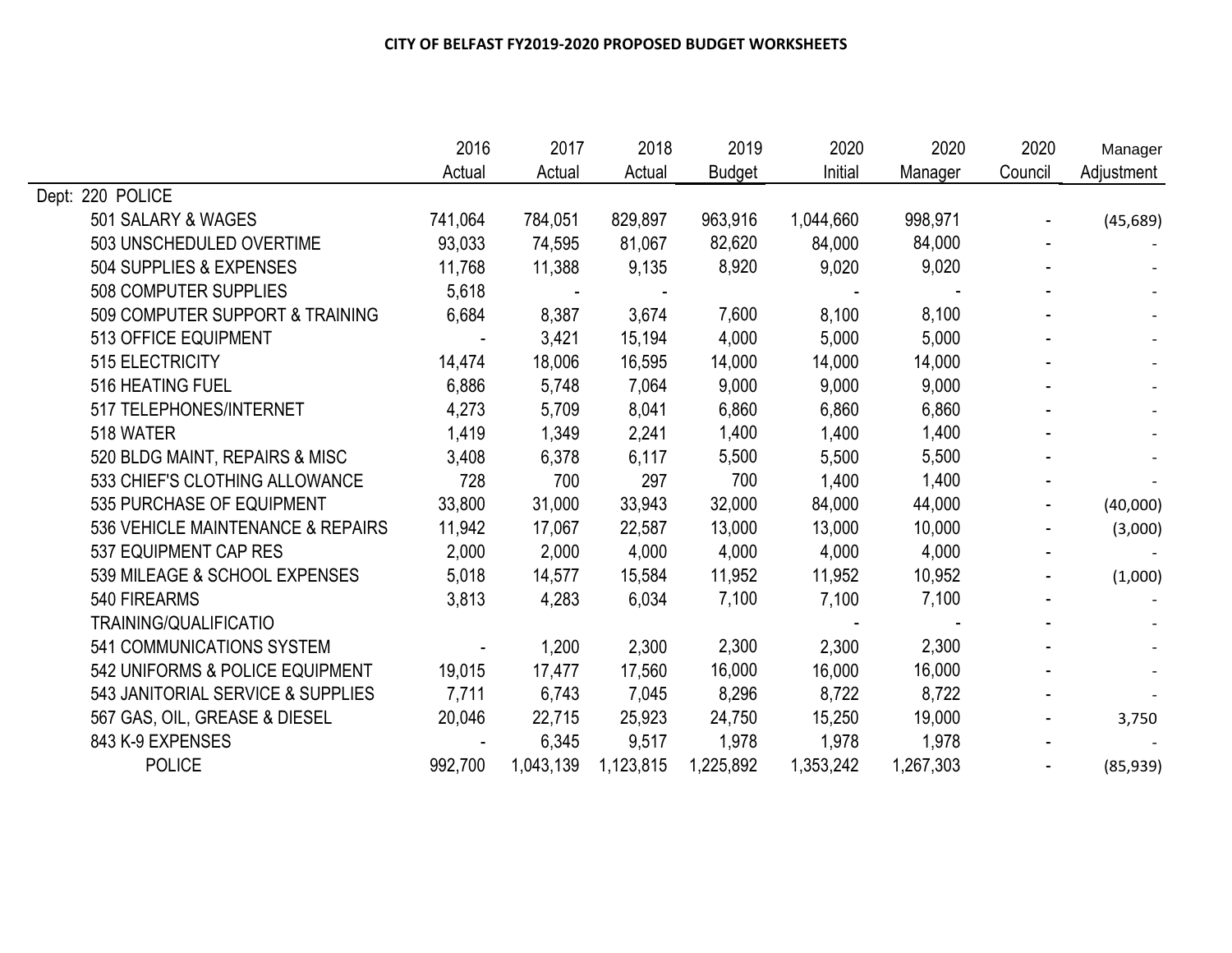**CITY OF BELFAST FY2019-2020 PROPOSED BUDGET WORKSHEETS**

| | 2016 Actual | 2017 Actual | 2018 Actual | 2019 Budget | 2020 Initial | 2020 Manager | 2020 Council | Manager Adjustment |
|---|---|---|---|---|---|---|---|---|
| Dept: 220 POLICE | | | | | | | | |
| 501 SALARY & WAGES | 741,064 | 784,051 | 829,897 | 963,916 | 1,044,660 | 998,971 | - | (45,689) |
| 503 UNSCHEDULED OVERTIME | 93,033 | 74,595 | 81,067 | 82,620 | 84,000 | 84,000 | - | - |
| 504 SUPPLIES & EXPENSES | 11,768 | 11,388 | 9,135 | 8,920 | 9,020 | 9,020 | - | - |
| 508 COMPUTER SUPPLIES | 5,618 | - | - | | - | - | - | - |
| 509 COMPUTER SUPPORT & TRAINING | 6,684 | 8,387 | 3,674 | 7,600 | 8,100 | 8,100 | - | - |
| 513 OFFICE EQUIPMENT | - | 3,421 | 15,194 | 4,000 | 5,000 | 5,000 | - | - |
| 515 ELECTRICITY | 14,474 | 18,006 | 16,595 | 14,000 | 14,000 | 14,000 | - | - |
| 516 HEATING FUEL | 6,886 | 5,748 | 7,064 | 9,000 | 9,000 | 9,000 | - | - |
| 517 TELEPHONES/INTERNET | 4,273 | 5,709 | 8,041 | 6,860 | 6,860 | 6,860 | - | - |
| 518 WATER | 1,419 | 1,349 | 2,241 | 1,400 | 1,400 | 1,400 | - | - |
| 520 BLDG MAINT, REPAIRS & MISC | 3,408 | 6,378 | 6,117 | 5,500 | 5,500 | 5,500 | - | - |
| 533 CHIEF'S CLOTHING ALLOWANCE | 728 | 700 | 297 | 700 | 1,400 | 1,400 | - | - |
| 535 PURCHASE OF EQUIPMENT | 33,800 | 31,000 | 33,943 | 32,000 | 84,000 | 44,000 | - | (40,000) |
| 536 VEHICLE MAINTENANCE & REPAIRS | 11,942 | 17,067 | 22,587 | 13,000 | 13,000 | 10,000 | - | (3,000) |
| 537 EQUIPMENT CAP RES | 2,000 | 2,000 | 4,000 | 4,000 | 4,000 | 4,000 | - | - |
| 539 MILEAGE & SCHOOL EXPENSES | 5,018 | 14,577 | 15,584 | 11,952 | 11,952 | 10,952 | - | (1,000) |
| 540 FIREARMS | 3,813 | 4,283 | 6,034 | 7,100 | 7,100 | 7,100 | - | - |
| TRAINING/QUALIFICATIO | | | | | - | - | - | - |
| 541 COMMUNICATIONS SYSTEM | - | 1,200 | 2,300 | 2,300 | 2,300 | 2,300 | - | - |
| 542 UNIFORMS & POLICE EQUIPMENT | 19,015 | 17,477 | 17,560 | 16,000 | 16,000 | 16,000 | - | - |
| 543 JANITORIAL SERVICE & SUPPLIES | 7,711 | 6,743 | 7,045 | 8,296 | 8,722 | 8,722 | - | - |
| 567 GAS, OIL, GREASE & DIESEL | 20,046 | 22,715 | 25,923 | 24,750 | 15,250 | 19,000 | - | 3,750 |
| 843 K-9 EXPENSES | - | 6,345 | 9,517 | 1,978 | 1,978 | 1,978 | - | - |
| POLICE | 992,700 | 1,043,139 | 1,123,815 | 1,225,892 | 1,353,242 | 1,267,303 | - | (85,939) |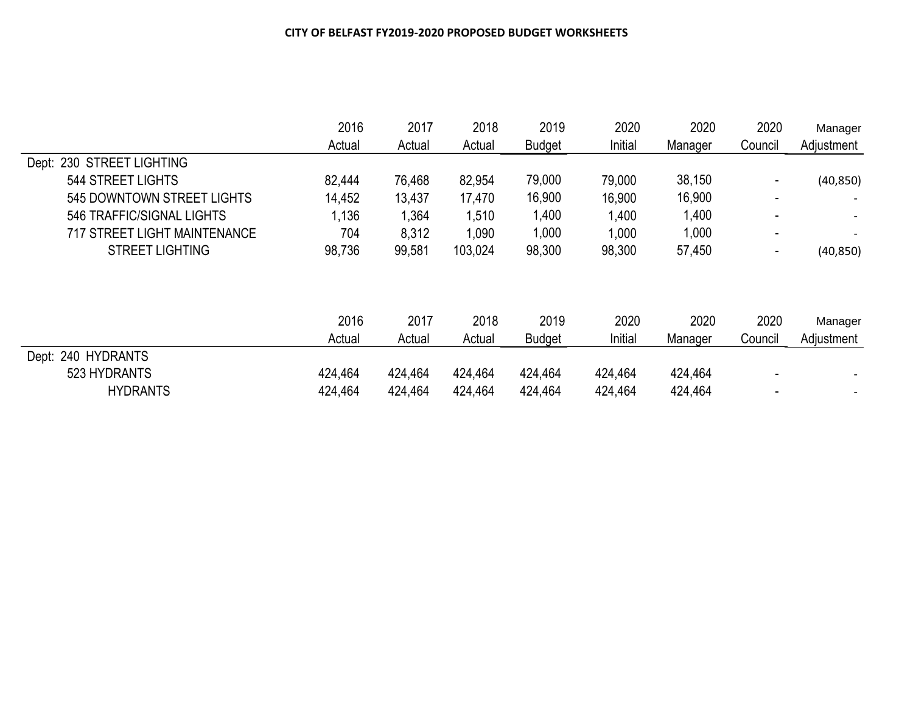# CITY OF BELFAST FY2019-2020 PROPOSED BUDGET WORKSHEETS

| | 2016 Actual | 2017 Actual | 2018 Actual | 2019 Budget | 2020 Initial | 2020 Manager | 2020 Council | Manager Adjustment |
|---|---|---|---|---|---|---|---|---|
| Dept: 230 STREET LIGHTING | | | | | | | | |
| 544 STREET LIGHTS | 82,444 | 76,468 | 82,954 | 79,000 | 79,000 | 38,150 | - | (40,850) |
| 545 DOWNTOWN STREET LIGHTS | 14,452 | 13,437 | 17,470 | 16,900 | 16,900 | 16,900 | - | - |
| 546 TRAFFIC/SIGNAL LIGHTS | 1,136 | 1,364 | 1,510 | 1,400 | 1,400 | 1,400 | - | - |
| 717 STREET LIGHT MAINTENANCE | 704 | 8,312 | 1,090 | 1,000 | 1,000 | 1,000 | - | - |
| STREET LIGHTING | 98,736 | 99,581 | 103,024 | 98,300 | 98,300 | 57,450 | - | (40,850) |

| | 2016 Actual | 2017 Actual | 2018 Actual | 2019 Budget | 2020 Initial | 2020 Manager | 2020 Council | Manager Adjustment |
|---|---|---|---|---|---|---|---|---|
| Dept: 240 HYDRANTS | | | | | | | | |
| 523 HYDRANTS | 424,464 | 424,464 | 424,464 | 424,464 | 424,464 | 424,464 | - | - |
| HYDRANTS | 424,464 | 424,464 | 424,464 | 424,464 | 424,464 | 424,464 | - | - |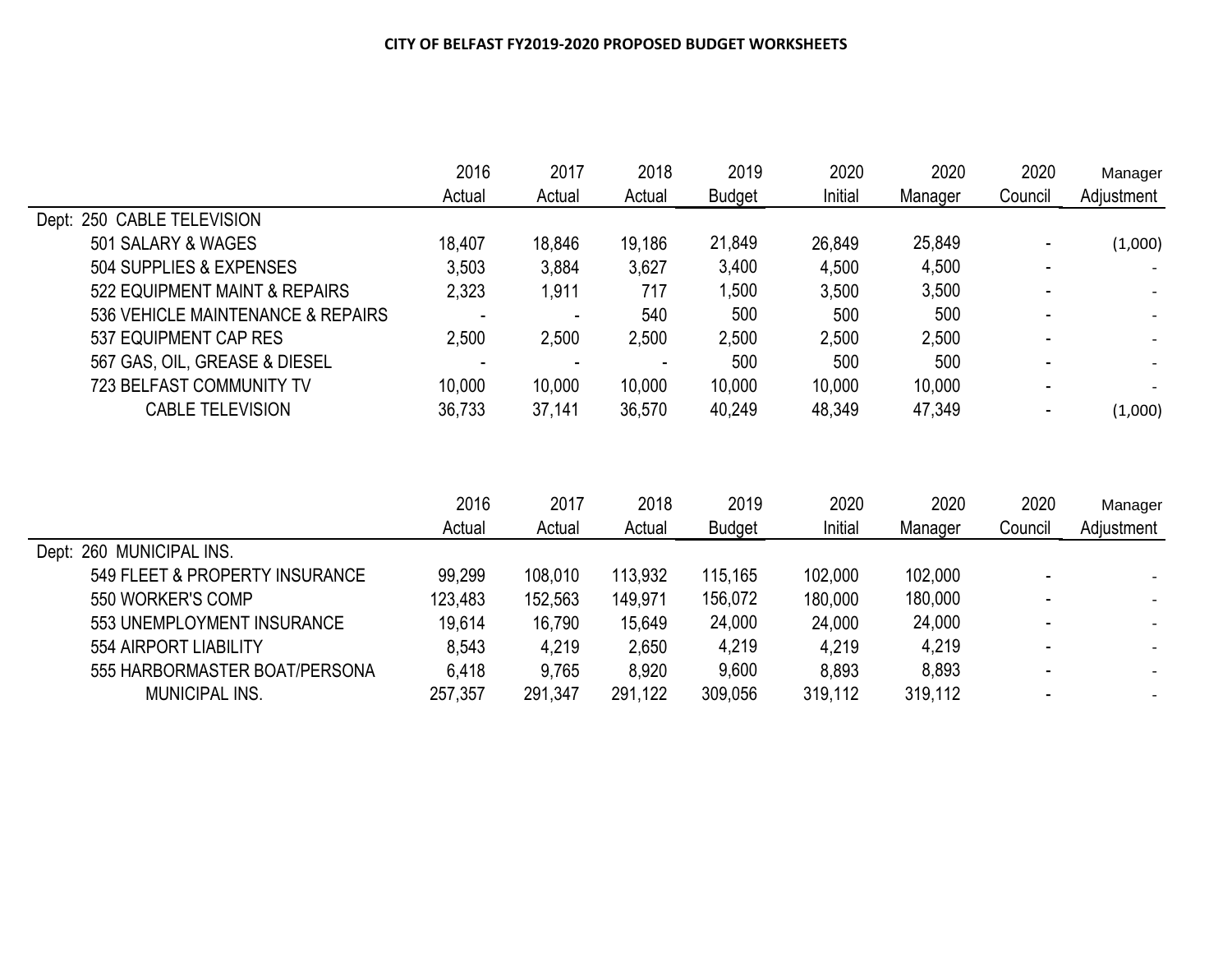# CITY OF BELFAST FY2019-2020 PROPOSED BUDGET WORKSHEETS

| | 2016 Actual | 2017 Actual | 2018 Actual | 2019 Budget | 2020 Initial | 2020 Manager | 2020 Council | Manager Adjustment |
|---|---|---|---|---|---|---|---|---|
| Dept: 250 CABLE TELEVISION | | | | | | | | |
| 501 SALARY & WAGES | 18,407 | 18,846 | 19,186 | 21,849 | 26,849 | 25,849 | - | (1,000) |
| 504 SUPPLIES & EXPENSES | 3,503 | 3,884 | 3,627 | 3,400 | 4,500 | 4,500 | - | - |
| 522 EQUIPMENT MAINT & REPAIRS | 2,323 | 1,911 | 717 | 1,500 | 3,500 | 3,500 | - | - |
| 536 VEHICLE MAINTENANCE & REPAIRS | - | - | 540 | 500 | 500 | 500 | - | - |
| 537 EQUIPMENT CAP RES | 2,500 | 2,500 | 2,500 | 2,500 | 2,500 | 2,500 | - | - |
| 567 GAS, OIL, GREASE & DIESEL | - | - | - | 500 | 500 | 500 | - | - |
| 723 BELFAST COMMUNITY TV | 10,000 | 10,000 | 10,000 | 10,000 | 10,000 | 10,000 | - | - |
| CABLE TELEVISION | 36,733 | 37,141 | 36,570 | 40,249 | 48,349 | 47,349 | - | (1,000) |

| | 2016 Actual | 2017 Actual | 2018 Actual | 2019 Budget | 2020 Initial | 2020 Manager | 2020 Council | Manager Adjustment |
|---|---|---|---|---|---|---|---|---|
| Dept: 260 MUNICIPAL INS. | | | | | | | | |
| 549 FLEET & PROPERTY INSURANCE | 99,299 | 108,010 | 113,932 | 115,165 | 102,000 | 102,000 | - | - |
| 550 WORKER'S COMP | 123,483 | 152,563 | 149,971 | 156,072 | 180,000 | 180,000 | - | - |
| 553 UNEMPLOYMENT INSURANCE | 19,614 | 16,790 | 15,649 | 24,000 | 24,000 | 24,000 | - | - |
| 554 AIRPORT LIABILITY | 8,543 | 4,219 | 2,650 | 4,219 | 4,219 | 4,219 | - | - |
| 555 HARBORMASTER BOAT/PERSONA | 6,418 | 9,765 | 8,920 | 9,600 | 8,893 | 8,893 | - | - |
| MUNICIPAL INS. | 257,357 | 291,347 | 291,122 | 309,056 | 319,112 | 319,112 | - | - |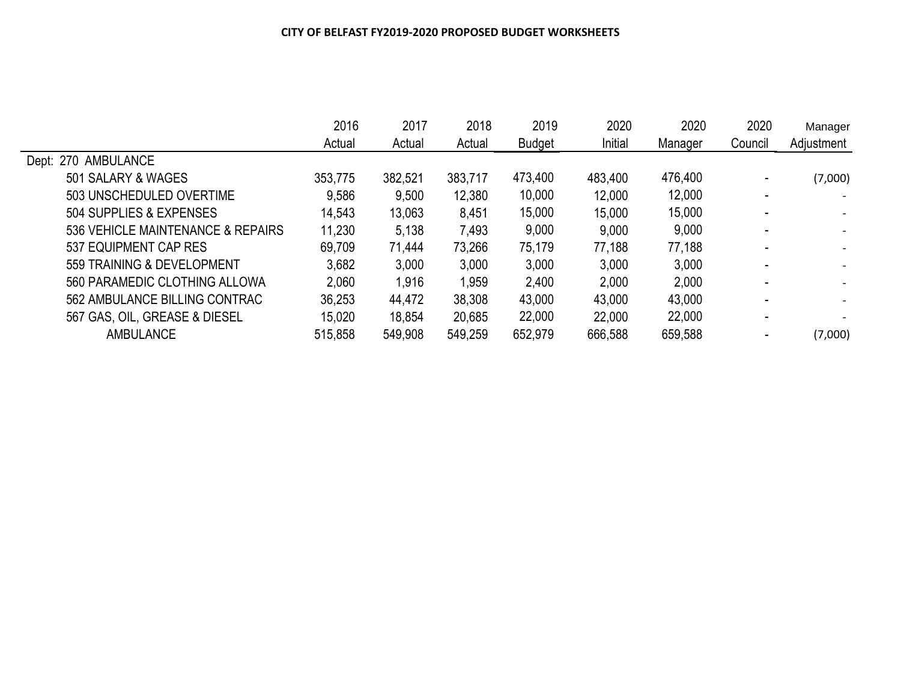**CITY OF BELFAST FY2019-2020 PROPOSED BUDGET WORKSHEETS**

| | 2016 Actual | 2017 Actual | 2018 Actual | 2019 Budget | 2020 Initial | 2020 Manager | 2020 Council | Manager Adjustment |
|---|---|---|---|---|---|---|---|---|
| Dept: 270 AMBULANCE | | | | | | | | |
| 501 SALARY & WAGES | 353,775 | 382,521 | 383,717 | 473,400 | 483,400 | 476,400 | - | (7,000) |
| 503 UNSCHEDULED OVERTIME | 9,586 | 9,500 | 12,380 | 10,000 | 12,000 | 12,000 | - | - |
| 504 SUPPLIES & EXPENSES | 14,543 | 13,063 | 8,451 | 15,000 | 15,000 | 15,000 | - | - |
| 536 VEHICLE MAINTENANCE & REPAIRS | 11,230 | 5,138 | 7,493 | 9,000 | 9,000 | 9,000 | - | - |
| 537 EQUIPMENT CAP RES | 69,709 | 71,444 | 73,266 | 75,179 | 77,188 | 77,188 | - | - |
| 559 TRAINING & DEVELOPMENT | 3,682 | 3,000 | 3,000 | 3,000 | 3,000 | 3,000 | - | - |
| 560 PARAMEDIC CLOTHING ALLOWA | 2,060 | 1,916 | 1,959 | 2,400 | 2,000 | 2,000 | - | - |
| 562 AMBULANCE BILLING CONTRAC | 36,253 | 44,472 | 38,308 | 43,000 | 43,000 | 43,000 | - | - |
| 567 GAS, OIL, GREASE & DIESEL | 15,020 | 18,854 | 20,685 | 22,000 | 22,000 | 22,000 | - | - |
| AMBULANCE | 515,858 | 549,908 | 549,259 | 652,979 | 666,588 | 659,588 | - | (7,000) |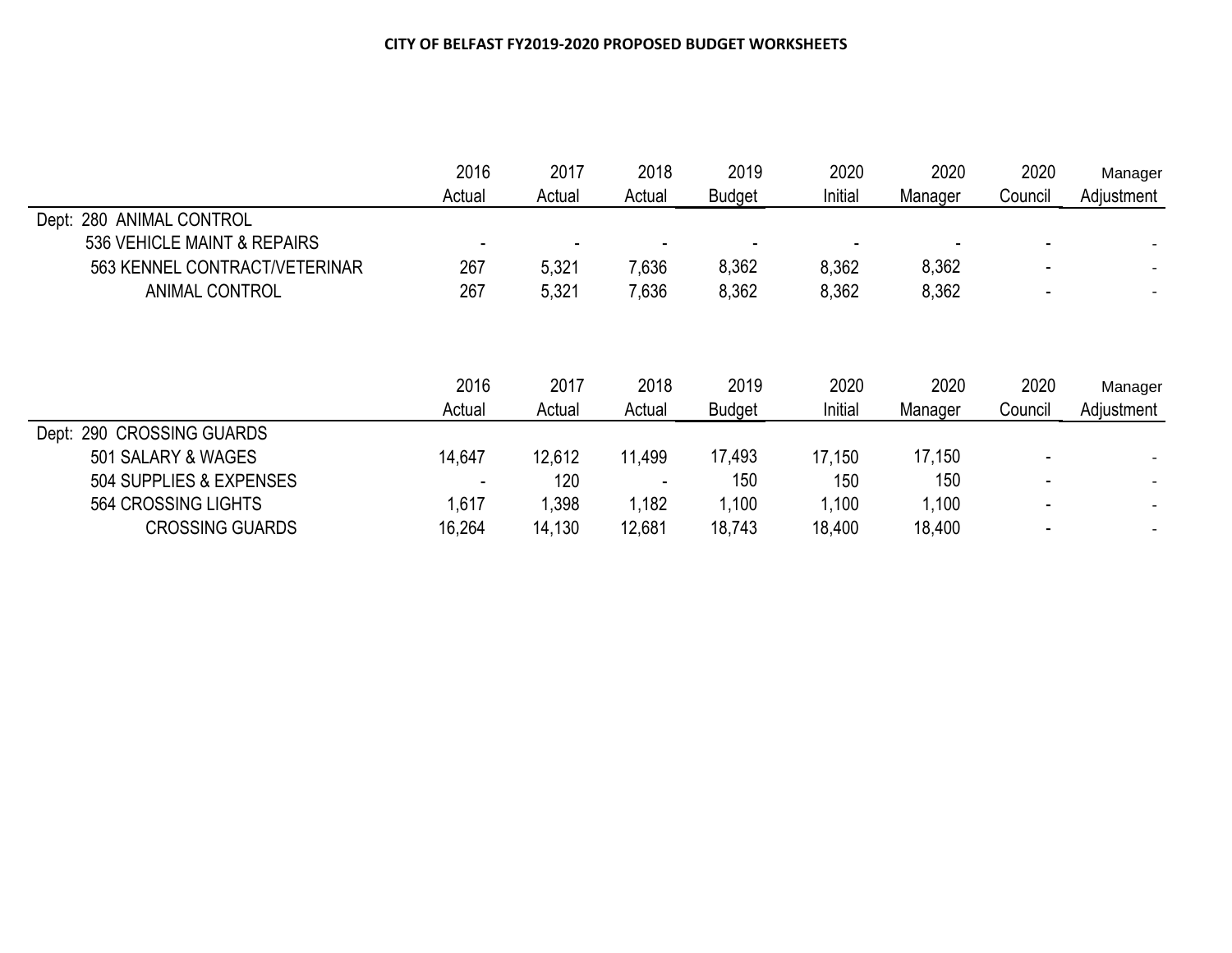**CITY OF BELFAST FY2019-2020 PROPOSED BUDGET WORKSHEETS**

| | 2016 Actual | 2017 Actual | 2018 Actual | 2019 Budget | 2020 Initial | 2020 Manager | 2020 Council | Manager Adjustment |
|---|---|---|---|---|---|---|---|---|
| Dept: 280 ANIMAL CONTROL | | | | | | | | |
| 536 VEHICLE MAINT & REPAIRS | - | - | - | - | - | - | - | - |
| 563 KENNEL CONTRACT/VETERINAR | 267 | 5,321 | 7,636 | 8,362 | 8,362 | 8,362 | - | - |
| ANIMAL CONTROL | 267 | 5,321 | 7,636 | 8,362 | 8,362 | 8,362 | - | - |

| | 2016 Actual | 2017 Actual | 2018 Actual | 2019 Budget | 2020 Initial | 2020 Manager | 2020 Council | Manager Adjustment |
|---|---|---|---|---|---|---|---|---|
| Dept: 290 CROSSING GUARDS | | | | | | | | |
| 501 SALARY & WAGES | 14,647 | 12,612 | 11,499 | 17,493 | 17,150 | 17,150 | - | - |
| 504 SUPPLIES & EXPENSES | - | 120 | - | 150 | 150 | 150 | - | - |
| 564 CROSSING LIGHTS | 1,617 | 1,398 | 1,182 | 1,100 | 1,100 | 1,100 | - | - |
| CROSSING GUARDS | 16,264 | 14,130 | 12,681 | 18,743 | 18,400 | 18,400 | - | - |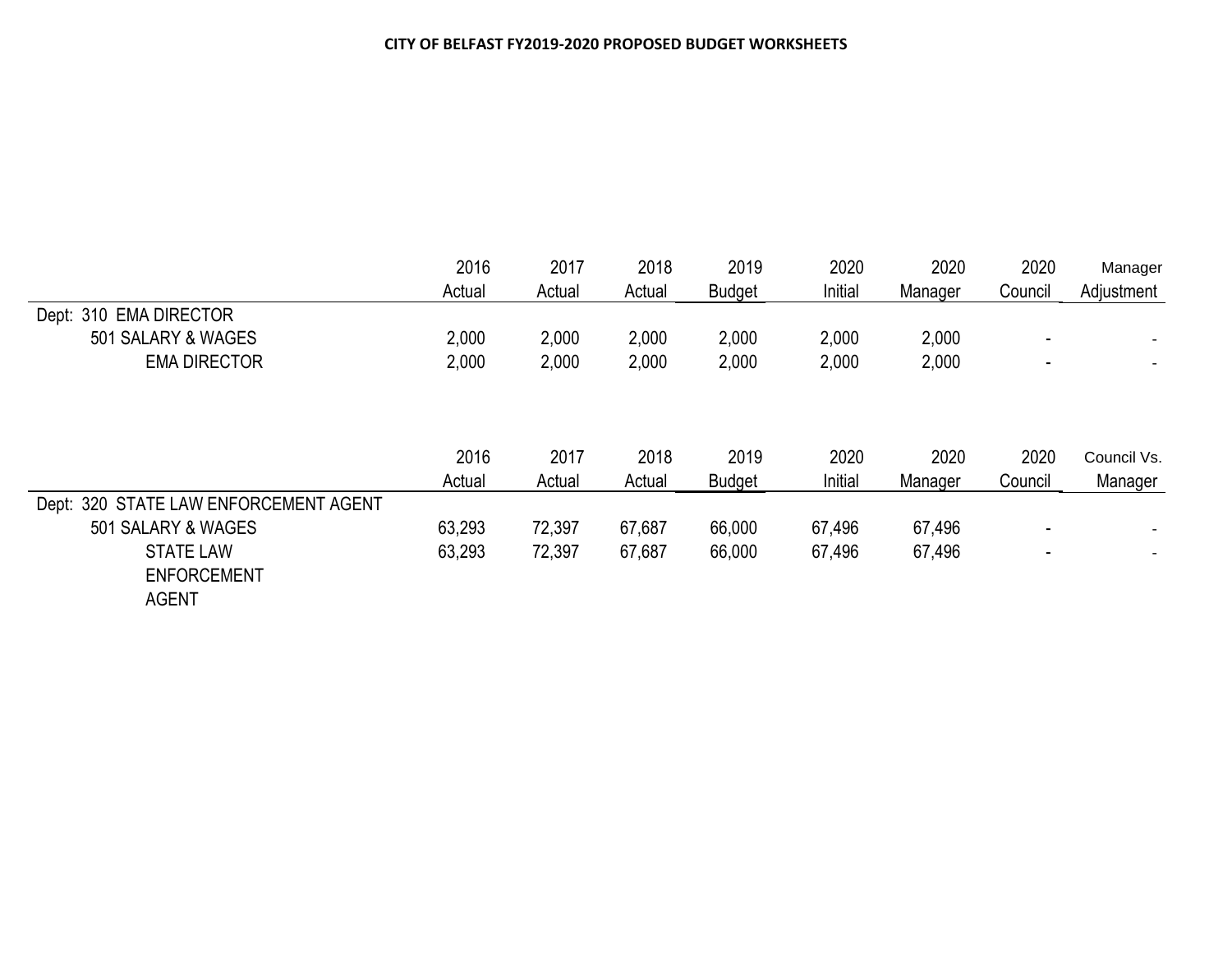# CITY OF BELFAST FY2019-2020 PROPOSED BUDGET WORKSHEETS

| | 2016 Actual | 2017 Actual | 2018 Actual | 2019 Budget | 2020 Initial | 2020 Manager | 2020 Council | Manager Adjustment |
|---|---|---|---|---|---|---|---|---|
| Dept: 310 EMA DIRECTOR | | | | | | | | |
| 501 SALARY & WAGES | 2,000 | 2,000 | 2,000 | 2,000 | 2,000 | 2,000 | - | - |
| EMA DIRECTOR | 2,000 | 2,000 | 2,000 | 2,000 | 2,000 | 2,000 | - | - |

| | 2016 Actual | 2017 Actual | 2018 Actual | 2019 Budget | 2020 Initial | 2020 Manager | 2020 Council | Council Vs. Manager |
|---|---|---|---|---|---|---|---|---|
| Dept: 320 STATE LAW ENFORCEMENT AGENT | | | | | | | | |
| 501 SALARY & WAGES | 63,293 | 72,397 | 67,687 | 66,000 | 67,496 | 67,496 | - | - |
| STATE LAW ENFORCEMENT AGENT | 63,293 | 72,397 | 67,687 | 66,000 | 67,496 | 67,496 | - | - |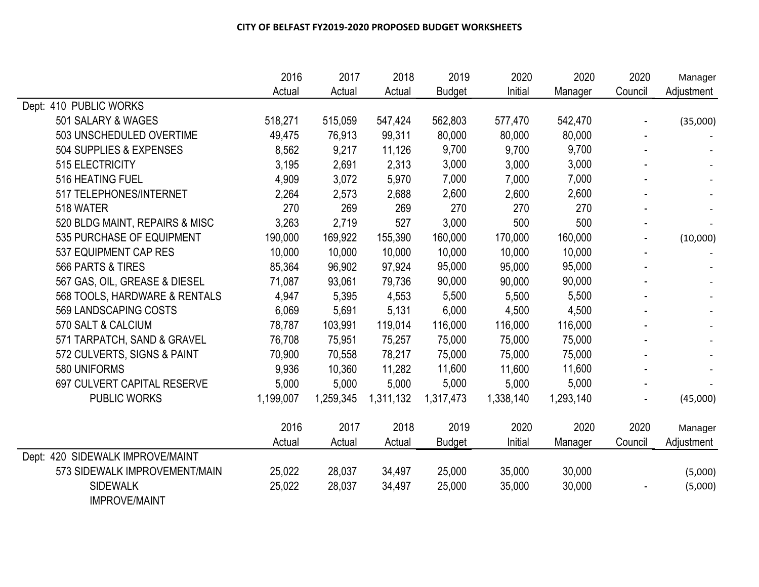**CITY OF BELFAST FY2019-2020 PROPOSED BUDGET WORKSHEETS**

| | 2016 Actual | 2017 Actual | 2018 Actual | 2019 Budget | 2020 Initial | 2020 Manager | 2020 Council | Manager Adjustment |
|---|---|---|---|---|---|---|---|---|
| Dept: 410 PUBLIC WORKS | | | | | | | | |
| 501 SALARY & WAGES | 518,271 | 515,059 | 547,424 | 562,803 | 577,470 | 542,470 | - | (35,000) |
| 503 UNSCHEDULED OVERTIME | 49,475 | 76,913 | 99,311 | 80,000 | 80,000 | 80,000 | - | - |
| 504 SUPPLIES & EXPENSES | 8,562 | 9,217 | 11,126 | 9,700 | 9,700 | 9,700 | - | - |
| 515 ELECTRICITY | 3,195 | 2,691 | 2,313 | 3,000 | 3,000 | 3,000 | - | - |
| 516 HEATING FUEL | 4,909 | 3,072 | 5,970 | 7,000 | 7,000 | 7,000 | - | - |
| 517 TELEPHONES/INTERNET | 2,264 | 2,573 | 2,688 | 2,600 | 2,600 | 2,600 | - | - |
| 518 WATER | 270 | 269 | 269 | 270 | 270 | 270 | - | - |
| 520 BLDG MAINT, REPAIRS & MISC | 3,263 | 2,719 | 527 | 3,000 | 500 | 500 | - | - |
| 535 PURCHASE OF EQUIPMENT | 190,000 | 169,922 | 155,390 | 160,000 | 170,000 | 160,000 | - | (10,000) |
| 537 EQUIPMENT CAP RES | 10,000 | 10,000 | 10,000 | 10,000 | 10,000 | 10,000 | - | - |
| 566 PARTS & TIRES | 85,364 | 96,902 | 97,924 | 95,000 | 95,000 | 95,000 | - | - |
| 567 GAS, OIL, GREASE & DIESEL | 71,087 | 93,061 | 79,736 | 90,000 | 90,000 | 90,000 | - | - |
| 568 TOOLS, HARDWARE & RENTALS | 4,947 | 5,395 | 4,553 | 5,500 | 5,500 | 5,500 | - | - |
| 569 LANDSCAPING COSTS | 6,069 | 5,691 | 5,131 | 6,000 | 4,500 | 4,500 | - | - |
| 570 SALT & CALCIUM | 78,787 | 103,991 | 119,014 | 116,000 | 116,000 | 116,000 | - | - |
| 571 TARPATCH, SAND & GRAVEL | 76,708 | 75,951 | 75,257 | 75,000 | 75,000 | 75,000 | - | - |
| 572 CULVERTS, SIGNS & PAINT | 70,900 | 70,558 | 78,217 | 75,000 | 75,000 | 75,000 | - | - |
| 580 UNIFORMS | 9,936 | 10,360 | 11,282 | 11,600 | 11,600 | 11,600 | - | - |
| 697 CULVERT CAPITAL RESERVE | 5,000 | 5,000 | 5,000 | 5,000 | 5,000 | 5,000 | - | - |
| PUBLIC WORKS | 1,199,007 | 1,259,345 | 1,311,132 | 1,317,473 | 1,338,140 | 1,293,140 | - | (45,000) |

| | 2016 Actual | 2017 Actual | 2018 Actual | 2019 Budget | 2020 Initial | 2020 Manager | 2020 Council | Manager Adjustment |
|---|---|---|---|---|---|---|---|---|
| Dept: 420 SIDEWALK IMPROVE/MAINT | | | | | | | | |
| 573 SIDEWALK IMPROVEMENT/MAIN | 25,022 | 28,037 | 34,497 | 25,000 | 35,000 | 30,000 | | (5,000) |
| SIDEWALK IMPROVE/MAINT | 25,022 | 28,037 | 34,497 | 25,000 | 35,000 | 30,000 | - | (5,000) |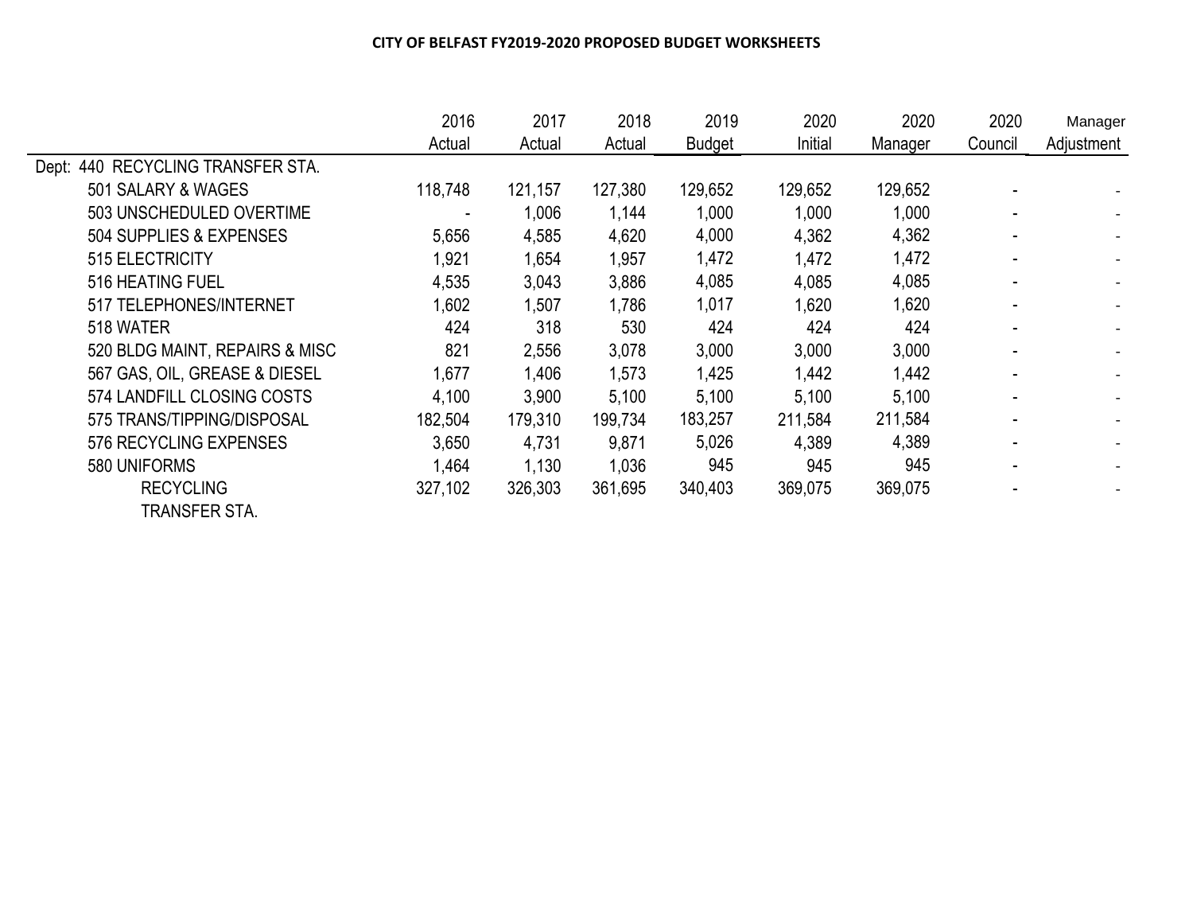**CITY OF BELFAST FY2019-2020 PROPOSED BUDGET WORKSHEETS**

| | 2016 Actual | 2017 Actual | 2018 Actual | 2019 Budget | 2020 Initial | 2020 Manager | 2020 Council | Manager Adjustment |
|---|---|---|---|---|---|---|---|---|
| Dept: 440 RECYCLING TRANSFER STA. | | | | | | | | |
| 501 SALARY & WAGES | 118,748 | 121,157 | 127,380 | 129,652 | 129,652 | 129,652 | - | - |
| 503 UNSCHEDULED OVERTIME | - | 1,006 | 1,144 | 1,000 | 1,000 | 1,000 | - | - |
| 504 SUPPLIES & EXPENSES | 5,656 | 4,585 | 4,620 | 4,000 | 4,362 | 4,362 | - | - |
| 515 ELECTRICITY | 1,921 | 1,654 | 1,957 | 1,472 | 1,472 | 1,472 | - | - |
| 516 HEATING FUEL | 4,535 | 3,043 | 3,886 | 4,085 | 4,085 | 4,085 | - | - |
| 517 TELEPHONES/INTERNET | 1,602 | 1,507 | 1,786 | 1,017 | 1,620 | 1,620 | - | - |
| 518 WATER | 424 | 318 | 530 | 424 | 424 | 424 | - | - |
| 520 BLDG MAINT, REPAIRS & MISC | 821 | 2,556 | 3,078 | 3,000 | 3,000 | 3,000 | - | - |
| 567 GAS, OIL, GREASE & DIESEL | 1,677 | 1,406 | 1,573 | 1,425 | 1,442 | 1,442 | - | - |
| 574 LANDFILL CLOSING COSTS | 4,100 | 3,900 | 5,100 | 5,100 | 5,100 | 5,100 | - | - |
| 575 TRANS/TIPPING/DISPOSAL | 182,504 | 179,310 | 199,734 | 183,257 | 211,584 | 211,584 | - | - |
| 576 RECYCLING EXPENSES | 3,650 | 4,731 | 9,871 | 5,026 | 4,389 | 4,389 | - | - |
| 580 UNIFORMS | 1,464 | 1,130 | 1,036 | 945 | 945 | 945 | - | - |
| RECYCLING TRANSFER STA. | 327,102 | 326,303 | 361,695 | 340,403 | 369,075 | 369,075 | - | - |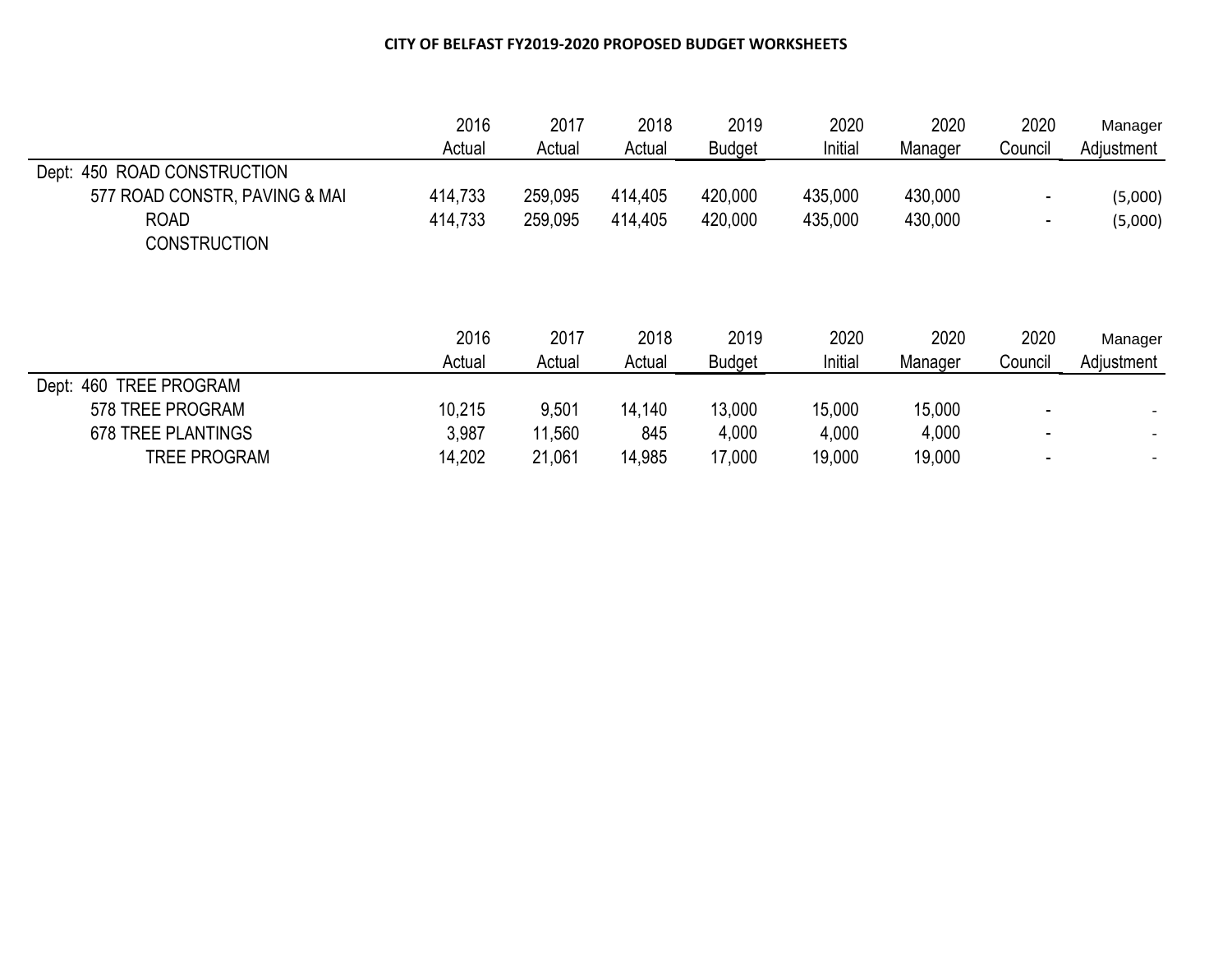**CITY OF BELFAST FY2019-2020 PROPOSED BUDGET WORKSHEETS**

| | 2016 Actual | 2017 Actual | 2018 Actual | 2019 Budget | 2020 Initial | 2020 Manager | 2020 Council | Manager Adjustment |
|---|---|---|---|---|---|---|---|---|
| Dept: 450 ROAD CONSTRUCTION | | | | | | | | |
| 577 ROAD CONSTR, PAVING & MAI | 414,733 | 259,095 | 414,405 | 420,000 | 435,000 | 430,000 | - | (5,000) |
| ROAD CONSTRUCTION | 414,733 | 259,095 | 414,405 | 420,000 | 435,000 | 430,000 | - | (5,000) |

| | 2016 Actual | 2017 Actual | 2018 Actual | 2019 Budget | 2020 Initial | 2020 Manager | 2020 Council | Manager Adjustment |
|---|---|---|---|---|---|---|---|---|
| Dept: 460 TREE PROGRAM | | | | | | | | |
| 578 TREE PROGRAM | 10,215 | 9,501 | 14,140 | 13,000 | 15,000 | 15,000 | - | - |
| 678 TREE PLANTINGS | 3,987 | 11,560 | 845 | 4,000 | 4,000 | 4,000 | - | - |
| TREE PROGRAM | 14,202 | 21,061 | 14,985 | 17,000 | 19,000 | 19,000 | - | - |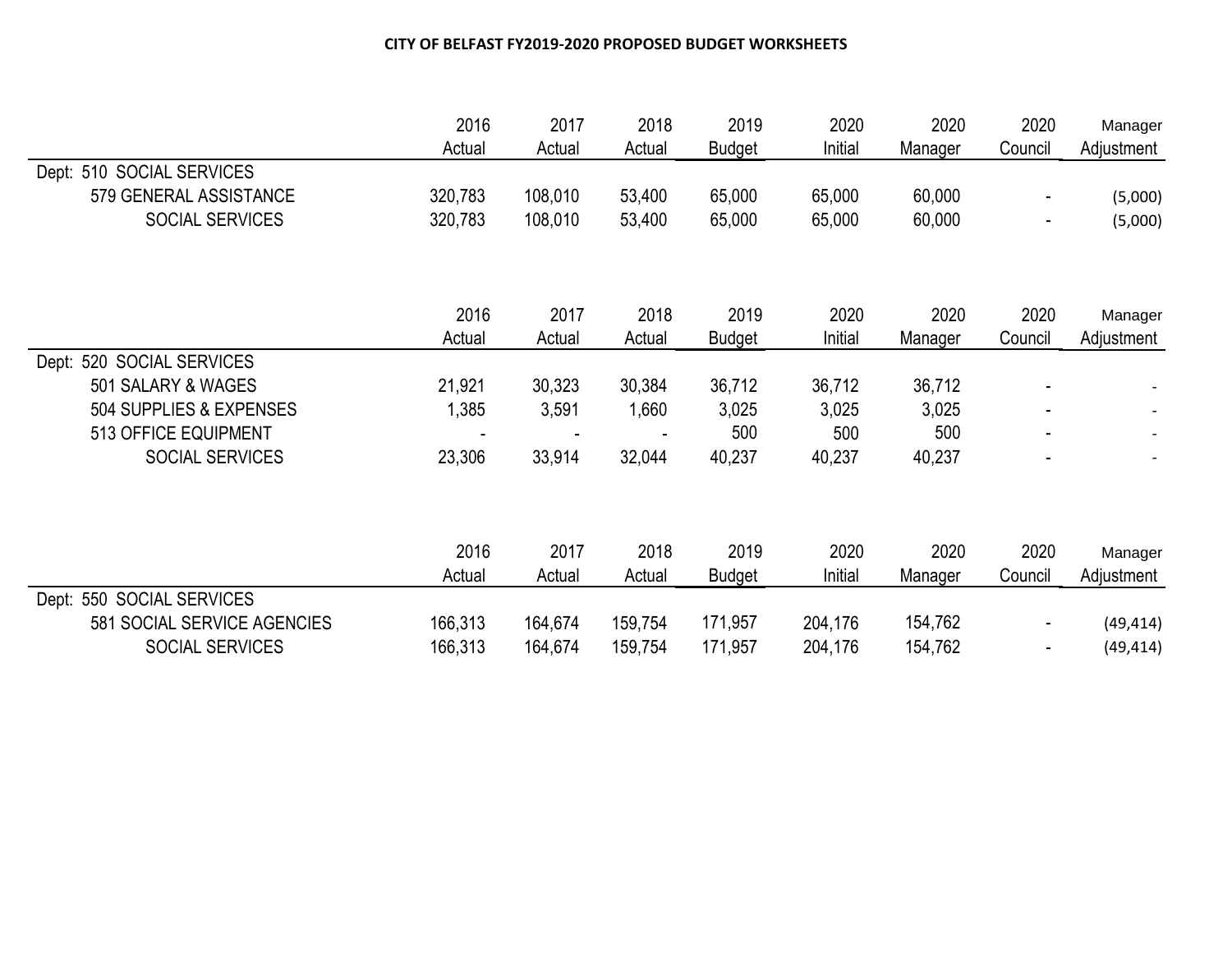# CITY OF BELFAST FY2019-2020 PROPOSED BUDGET WORKSHEETS

| | 2016 Actual | 2017 Actual | 2018 Actual | 2019 Budget | 2020 Initial | 2020 Manager | 2020 Council | Manager Adjustment |
|---|---|---|---|---|---|---|---|---|
| Dept: 510 SOCIAL SERVICES | | | | | | | | |
| 579 GENERAL ASSISTANCE | 320,783 | 108,010 | 53,400 | 65,000 | 65,000 | 60,000 | - | (5,000) |
| SOCIAL SERVICES | 320,783 | 108,010 | 53,400 | 65,000 | 65,000 | 60,000 | - | (5,000) |

| | 2016 Actual | 2017 Actual | 2018 Actual | 2019 Budget | 2020 Initial | 2020 Manager | 2020 Council | Manager Adjustment |
|---|---|---|---|---|---|---|---|---|
| Dept: 520 SOCIAL SERVICES | | | | | | | | |
| 501 SALARY & WAGES | 21,921 | 30,323 | 30,384 | 36,712 | 36,712 | 36,712 | - | - |
| 504 SUPPLIES & EXPENSES | 1,385 | 3,591 | 1,660 | 3,025 | 3,025 | 3,025 | - | - |
| 513 OFFICE EQUIPMENT | - | - | - | 500 | 500 | 500 | - | - |
| SOCIAL SERVICES | 23,306 | 33,914 | 32,044 | 40,237 | 40,237 | 40,237 | - | - |

| | 2016 Actual | 2017 Actual | 2018 Actual | 2019 Budget | 2020 Initial | 2020 Manager | 2020 Council | Manager Adjustment |
|---|---|---|---|---|---|---|---|---|
| Dept: 550 SOCIAL SERVICES | | | | | | | | |
| 581 SOCIAL SERVICE AGENCIES | 166,313 | 164,674 | 159,754 | 171,957 | 204,176 | 154,762 | - | (49,414) |
| SOCIAL SERVICES | 166,313 | 164,674 | 159,754 | 171,957 | 204,176 | 154,762 | - | (49,414) |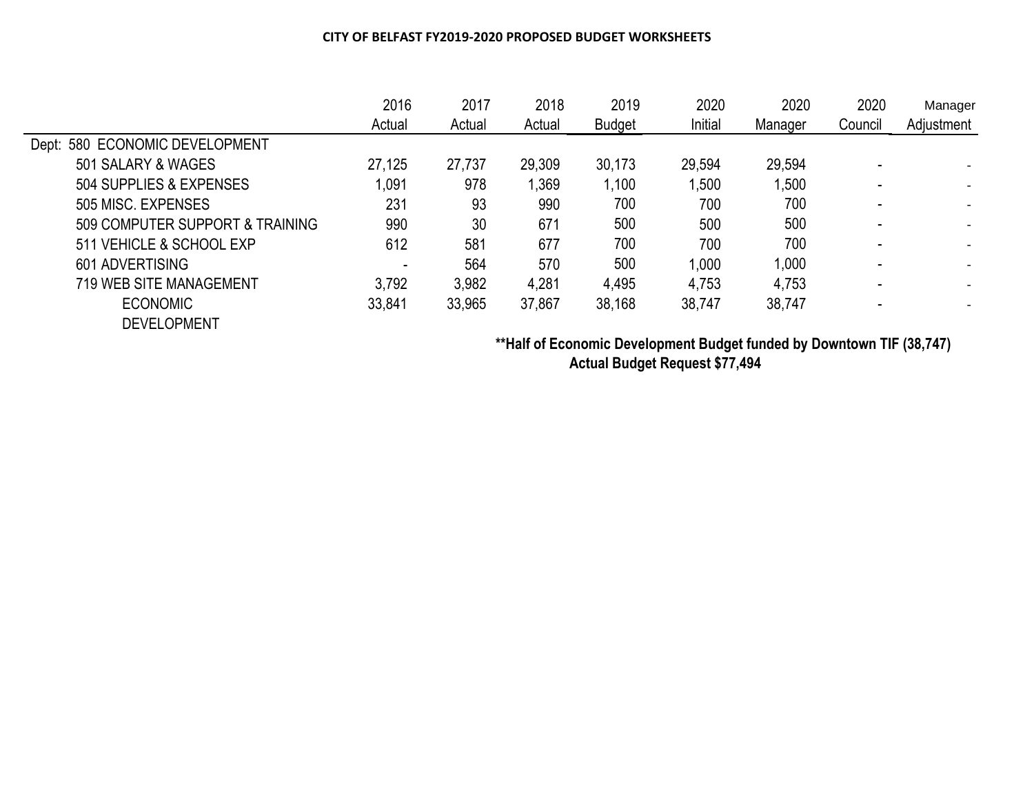**CITY OF BELFAST FY2019-2020 PROPOSED BUDGET WORKSHEETS**

| | 2016 Actual | 2017 Actual | 2018 Actual | 2019 Budget | 2020 Initial | 2020 Manager | 2020 Council | Manager Adjustment |
|---|---|---|---|---|---|---|---|---|
| Dept: 580 ECONOMIC DEVELOPMENT | | | | | | | | |
| 501 SALARY & WAGES | 27,125 | 27,737 | 29,309 | 30,173 | 29,594 | 29,594 | - | - |
| 504 SUPPLIES & EXPENSES | 1,091 | 978 | 1,369 | 1,100 | 1,500 | 1,500 | - | - |
| 505 MISC. EXPENSES | 231 | 93 | 990 | 700 | 700 | 700 | - | - |
| 509 COMPUTER SUPPORT & TRAINING | 990 | 30 | 671 | 500 | 500 | 500 | - | - |
| 511 VEHICLE & SCHOOL EXP | 612 | 581 | 677 | 700 | 700 | 700 | - | - |
| 601 ADVERTISING | - | 564 | 570 | 500 | 1,000 | 1,000 | - | - |
| 719 WEB SITE MANAGEMENT | 3,792 | 3,982 | 4,281 | 4,495 | 4,753 | 4,753 | - | - |
| ECONOMIC DEVELOPMENT | 33,841 | 33,965 | 37,867 | 38,168 | 38,747 | 38,747 | - | - |

**\*\*Half of Economic Development Budget funded by Downtown TIF (38,747)**
**Actual Budget Request $77,494**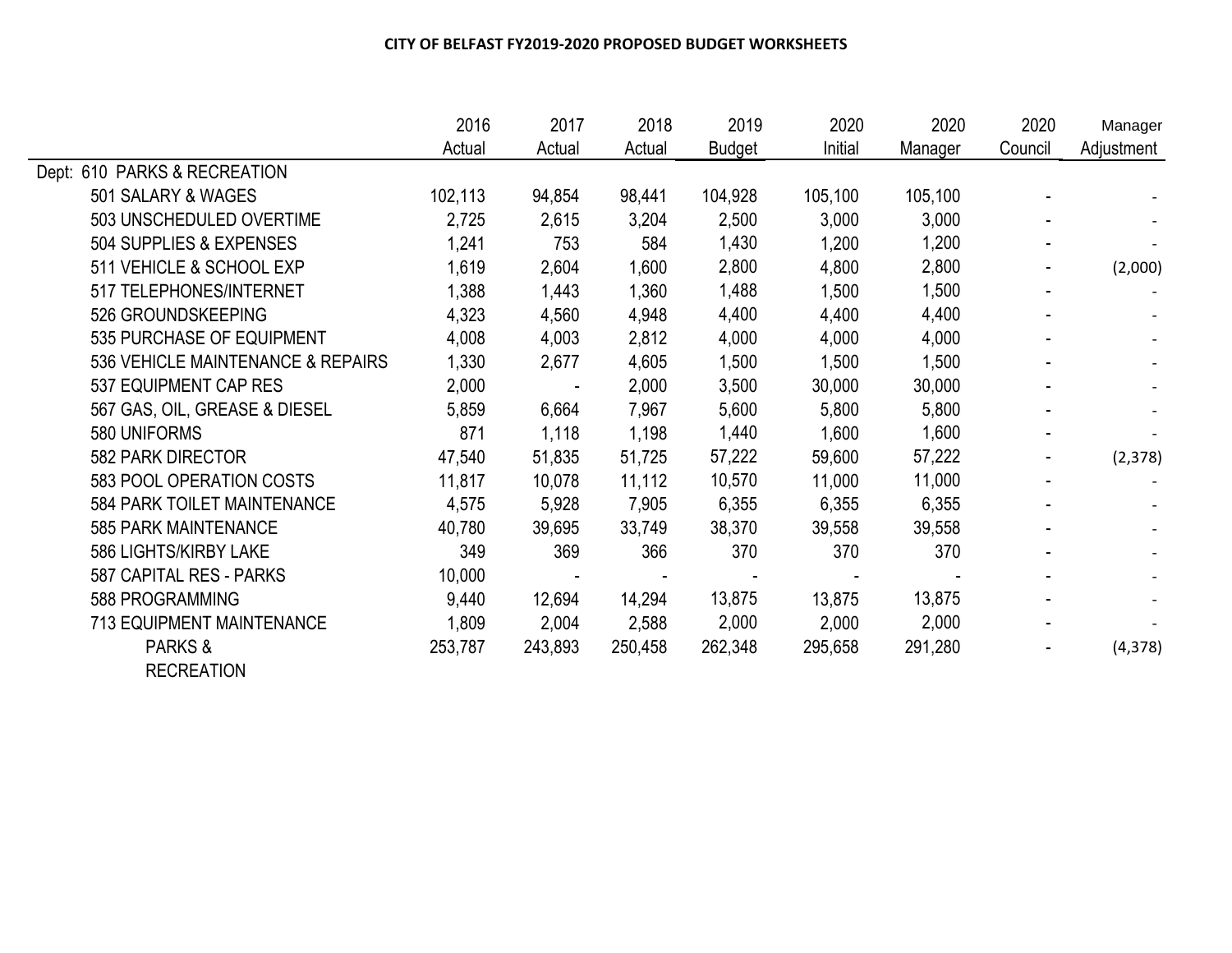# CITY OF BELFAST FY2019-2020 PROPOSED BUDGET WORKSHEETS

| | 2016 Actual | 2017 Actual | 2018 Actual | 2019 Budget | 2020 Initial | 2020 Manager | 2020 Council | Manager Adjustment |
|---|---|---|---|---|---|---|---|---|
| Dept: 610 PARKS & RECREATION | | | | | | | | |
| 501 SALARY & WAGES | 102,113 | 94,854 | 98,441 | 104,928 | 105,100 | 105,100 | - | - |
| 503 UNSCHEDULED OVERTIME | 2,725 | 2,615 | 3,204 | 2,500 | 3,000 | 3,000 | - | - |
| 504 SUPPLIES & EXPENSES | 1,241 | 753 | 584 | 1,430 | 1,200 | 1,200 | - | - |
| 511 VEHICLE & SCHOOL EXP | 1,619 | 2,604 | 1,600 | 2,800 | 4,800 | 2,800 | - | (2,000) |
| 517 TELEPHONES/INTERNET | 1,388 | 1,443 | 1,360 | 1,488 | 1,500 | 1,500 | - | - |
| 526 GROUNDSKEEPING | 4,323 | 4,560 | 4,948 | 4,400 | 4,400 | 4,400 | - | - |
| 535 PURCHASE OF EQUIPMENT | 4,008 | 4,003 | 2,812 | 4,000 | 4,000 | 4,000 | - | - |
| 536 VEHICLE MAINTENANCE & REPAIRS | 1,330 | 2,677 | 4,605 | 1,500 | 1,500 | 1,500 | - | - |
| 537 EQUIPMENT CAP RES | 2,000 | - | 2,000 | 3,500 | 30,000 | 30,000 | - | - |
| 567 GAS, OIL, GREASE & DIESEL | 5,859 | 6,664 | 7,967 | 5,600 | 5,800 | 5,800 | - | - |
| 580 UNIFORMS | 871 | 1,118 | 1,198 | 1,440 | 1,600 | 1,600 | - | - |
| 582 PARK DIRECTOR | 47,540 | 51,835 | 51,725 | 57,222 | 59,600 | 57,222 | - | (2,378) |
| 583 POOL OPERATION COSTS | 11,817 | 10,078 | 11,112 | 10,570 | 11,000 | 11,000 | - | - |
| 584 PARK TOILET MAINTENANCE | 4,575 | 5,928 | 7,905 | 6,355 | 6,355 | 6,355 | - | - |
| 585 PARK MAINTENANCE | 40,780 | 39,695 | 33,749 | 38,370 | 39,558 | 39,558 | - | - |
| 586 LIGHTS/KIRBY LAKE | 349 | 369 | 366 | 370 | 370 | 370 | - | - |
| 587 CAPITAL RES - PARKS | 10,000 | - | - | - | - | - | - | - |
| 588 PROGRAMMING | 9,440 | 12,694 | 14,294 | 13,875 | 13,875 | 13,875 | - | - |
| 713 EQUIPMENT MAINTENANCE | 1,809 | 2,004 | 2,588 | 2,000 | 2,000 | 2,000 | - | - |
| PARKS & RECREATION | 253,787 | 243,893 | 250,458 | 262,348 | 295,658 | 291,280 | - | (4,378) |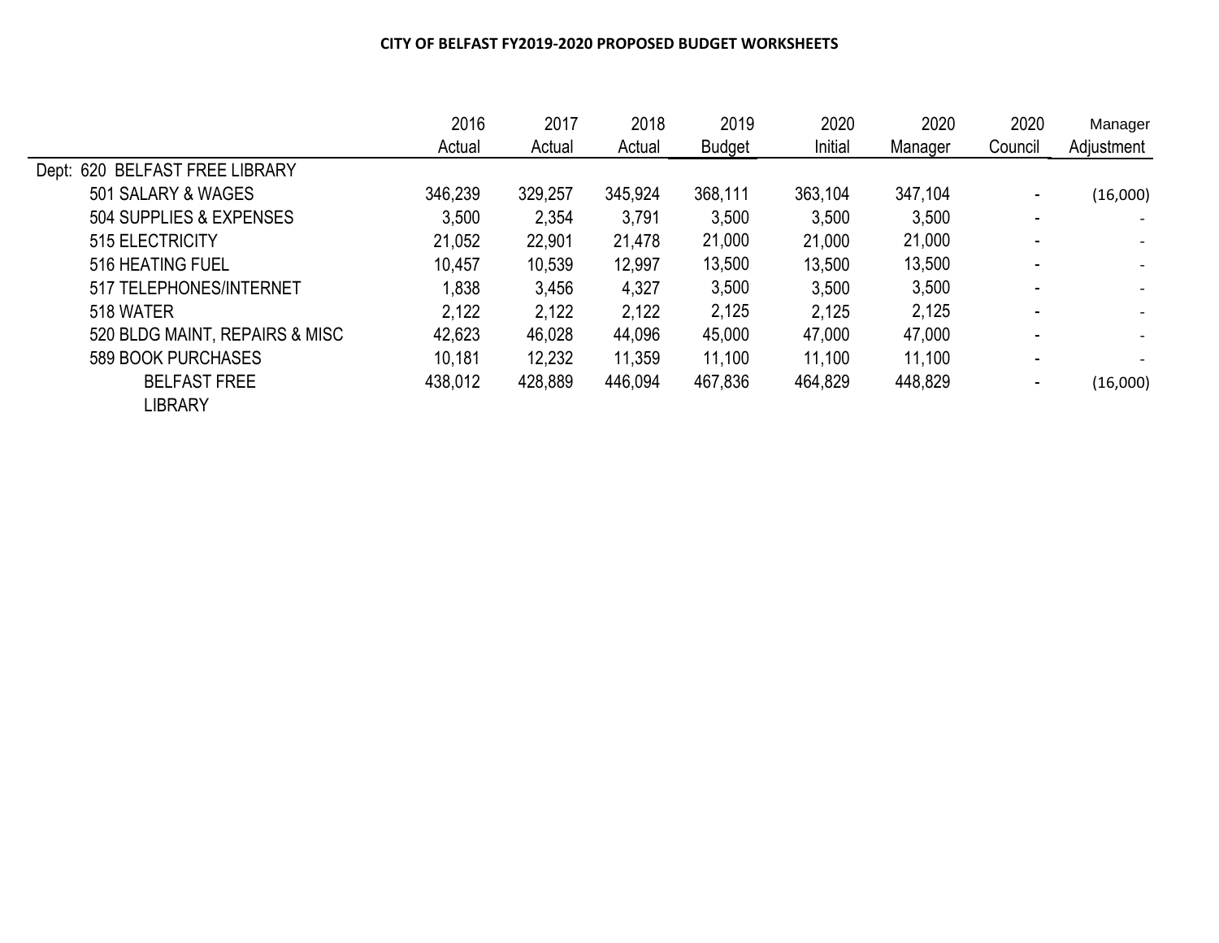**CITY OF BELFAST FY2019-2020 PROPOSED BUDGET WORKSHEETS**

| | 2016 Actual | 2017 Actual | 2018 Actual | 2019 Budget | 2020 Initial | 2020 Manager | 2020 Council | Manager Adjustment |
|---|---|---|---|---|---|---|---|---|
| Dept: 620 BELFAST FREE LIBRARY | | | | | | | | |
| 501 SALARY & WAGES | 346,239 | 329,257 | 345,924 | 368,111 | 363,104 | 347,104 | - | (16,000) |
| 504 SUPPLIES & EXPENSES | 3,500 | 2,354 | 3,791 | 3,500 | 3,500 | 3,500 | - | - |
| 515 ELECTRICITY | 21,052 | 22,901 | 21,478 | 21,000 | 21,000 | 21,000 | - | - |
| 516 HEATING FUEL | 10,457 | 10,539 | 12,997 | 13,500 | 13,500 | 13,500 | - | - |
| 517 TELEPHONES/INTERNET | 1,838 | 3,456 | 4,327 | 3,500 | 3,500 | 3,500 | - | - |
| 518 WATER | 2,122 | 2,122 | 2,122 | 2,125 | 2,125 | 2,125 | - | - |
| 520 BLDG MAINT, REPAIRS & MISC | 42,623 | 46,028 | 44,096 | 45,000 | 47,000 | 47,000 | - | - |
| 589 BOOK PURCHASES | 10,181 | 12,232 | 11,359 | 11,100 | 11,100 | 11,100 | - | - |
| BELFAST FREE LIBRARY | 438,012 | 428,889 | 446,094 | 467,836 | 464,829 | 448,829 | - | (16,000) |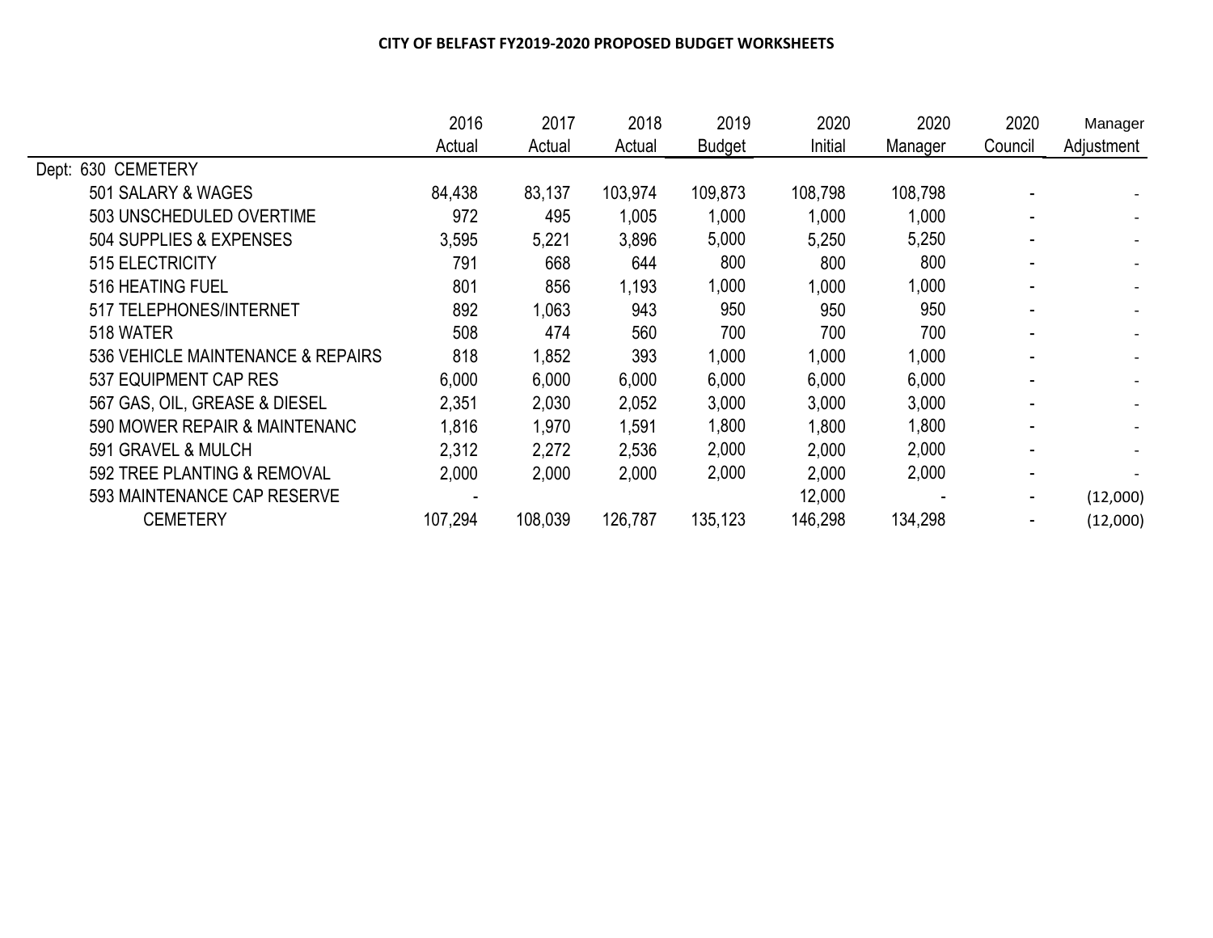# CITY OF BELFAST FY2019-2020 PROPOSED BUDGET WORKSHEETS

| | 2016 Actual | 2017 Actual | 2018 Actual | 2019 Budget | 2020 Initial | 2020 Manager | 2020 Council | Manager Adjustment |
|---|---|---|---|---|---|---|---|---|
| Dept: 630 CEMETERY | | | | | | | | |
| 501 SALARY & WAGES | 84,438 | 83,137 | 103,974 | 109,873 | 108,798 | 108,798 | - | - |
| 503 UNSCHEDULED OVERTIME | 972 | 495 | 1,005 | 1,000 | 1,000 | 1,000 | - | - |
| 504 SUPPLIES & EXPENSES | 3,595 | 5,221 | 3,896 | 5,000 | 5,250 | 5,250 | - | - |
| 515 ELECTRICITY | 791 | 668 | 644 | 800 | 800 | 800 | - | - |
| 516 HEATING FUEL | 801 | 856 | 1,193 | 1,000 | 1,000 | 1,000 | - | - |
| 517 TELEPHONES/INTERNET | 892 | 1,063 | 943 | 950 | 950 | 950 | - | - |
| 518 WATER | 508 | 474 | 560 | 700 | 700 | 700 | - | - |
| 536 VEHICLE MAINTENANCE & REPAIRS | 818 | 1,852 | 393 | 1,000 | 1,000 | 1,000 | - | - |
| 537 EQUIPMENT CAP RES | 6,000 | 6,000 | 6,000 | 6,000 | 6,000 | 6,000 | - | - |
| 567 GAS, OIL, GREASE & DIESEL | 2,351 | 2,030 | 2,052 | 3,000 | 3,000 | 3,000 | - | - |
| 590 MOWER REPAIR & MAINTENANC | 1,816 | 1,970 | 1,591 | 1,800 | 1,800 | 1,800 | - | - |
| 591 GRAVEL & MULCH | 2,312 | 2,272 | 2,536 | 2,000 | 2,000 | 2,000 | - | - |
| 592 TREE PLANTING & REMOVAL | 2,000 | 2,000 | 2,000 | 2,000 | 2,000 | 2,000 | - | - |
| 593 MAINTENANCE CAP RESERVE | - | | | | 12,000 | - | - | (12,000) |
| CEMETERY | 107,294 | 108,039 | 126,787 | 135,123 | 146,298 | 134,298 | - | (12,000) |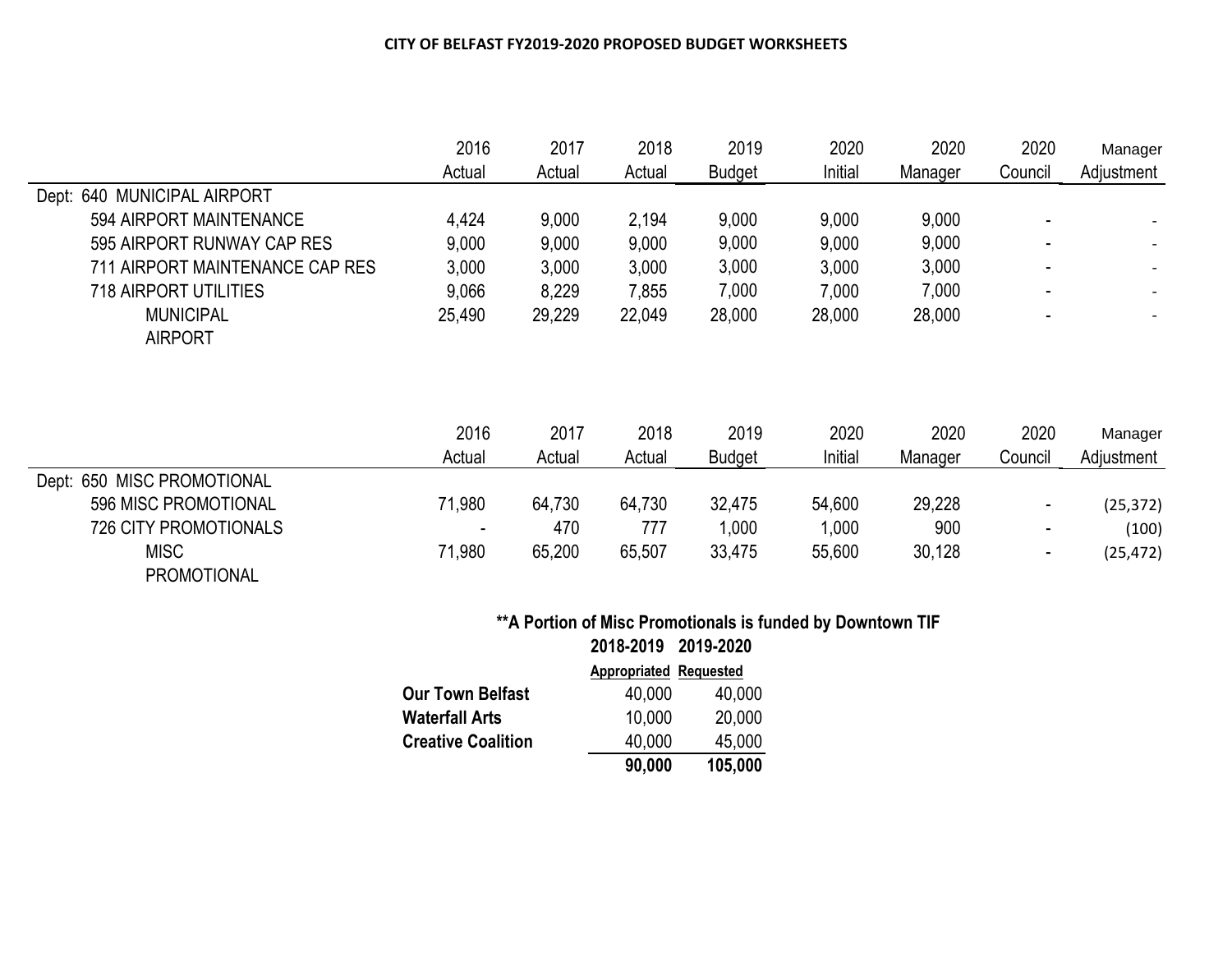**CITY OF BELFAST FY2019-2020 PROPOSED BUDGET WORKSHEETS**

| | 2016 Actual | 2017 Actual | 2018 Actual | 2019 Budget | 2020 Initial | 2020 Manager | 2020 Council | Manager Adjustment |
|---|---|---|---|---|---|---|---|---|
| Dept: 640 MUNICIPAL AIRPORT | | | | | | | | |
| 594 AIRPORT MAINTENANCE | 4,424 | 9,000 | 2,194 | 9,000 | 9,000 | 9,000 | - | - |
| 595 AIRPORT RUNWAY CAP RES | 9,000 | 9,000 | 9,000 | 9,000 | 9,000 | 9,000 | - | - |
| 711 AIRPORT MAINTENANCE CAP RES | 3,000 | 3,000 | 3,000 | 3,000 | 3,000 | 3,000 | - | - |
| 718 AIRPORT UTILITIES | 9,066 | 8,229 | 7,855 | 7,000 | 7,000 | 7,000 | - | - |
| MUNICIPAL AIRPORT | 25,490 | 29,229 | 22,049 | 28,000 | 28,000 | 28,000 | - | - |

| | 2016 Actual | 2017 Actual | 2018 Actual | 2019 Budget | 2020 Initial | 2020 Manager | 2020 Council | Manager Adjustment |
|---|---|---|---|---|---|---|---|---|
| Dept: 650 MISC PROMOTIONAL | | | | | | | | |
| 596 MISC PROMOTIONAL | 71,980 | 64,730 | 64,730 | 32,475 | 54,600 | 29,228 | - | (25,372) |
| 726 CITY PROMOTIONALS | - | 470 | 777 | 1,000 | 1,000 | 900 | - | (100) |
| MISC PROMOTIONAL | 71,980 | 65,200 | 65,507 | 33,475 | 55,600 | 30,128 | - | (25,472) |

**\*\*A Portion of Misc Promotionals is funded by Downtown TIF**

| | 2018-2019 Appropriated | 2019-2020 Requested |
|---|---|---|
| **Our Town Belfast** | 40,000 | 40,000 |
| **Waterfall Arts** | 10,000 | 20,000 |
| **Creative Coalition** | 40,000 | 45,000 |
| | **90,000** | **105,000** |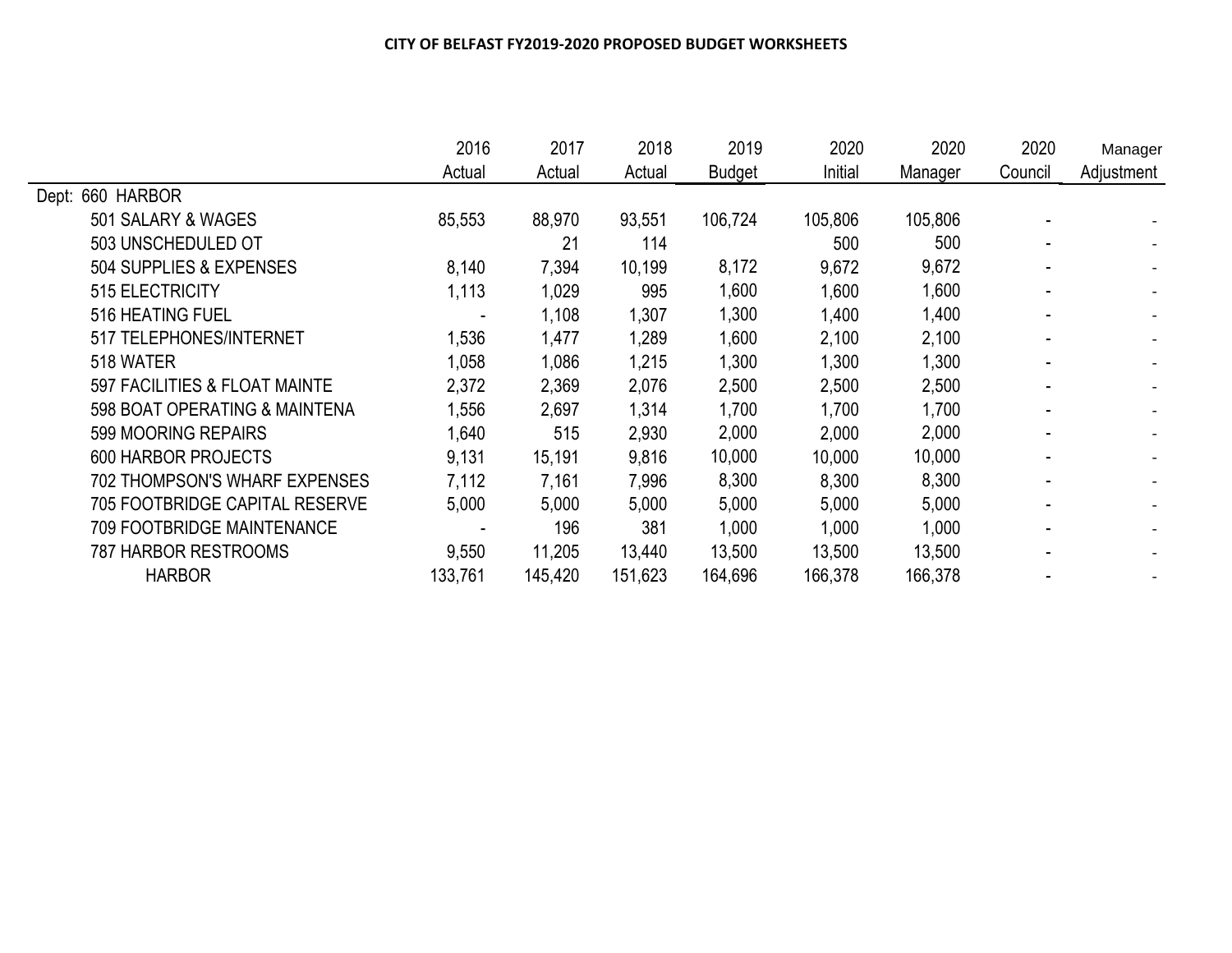**CITY OF BELFAST FY2019-2020 PROPOSED BUDGET WORKSHEETS**

| | 2016 Actual | 2017 Actual | 2018 Actual | 2019 Budget | 2020 Initial | 2020 Manager | 2020 Council | Manager Adjustment |
|---|---|---|---|---|---|---|---|---|
| Dept: 660 HARBOR | | | | | | | | |
| 501 SALARY & WAGES | 85,553 | 88,970 | 93,551 | 106,724 | 105,806 | 105,806 | - | - |
| 503 UNSCHEDULED OT | | 21 | 114 | | 500 | 500 | - | - |
| 504 SUPPLIES & EXPENSES | 8,140 | 7,394 | 10,199 | 8,172 | 9,672 | 9,672 | - | - |
| 515 ELECTRICITY | 1,113 | 1,029 | 995 | 1,600 | 1,600 | 1,600 | - | - |
| 516 HEATING FUEL | - | 1,108 | 1,307 | 1,300 | 1,400 | 1,400 | - | - |
| 517 TELEPHONES/INTERNET | 1,536 | 1,477 | 1,289 | 1,600 | 2,100 | 2,100 | - | - |
| 518 WATER | 1,058 | 1,086 | 1,215 | 1,300 | 1,300 | 1,300 | - | - |
| 597 FACILITIES & FLOAT MAINTE | 2,372 | 2,369 | 2,076 | 2,500 | 2,500 | 2,500 | - | - |
| 598 BOAT OPERATING & MAINTENA | 1,556 | 2,697 | 1,314 | 1,700 | 1,700 | 1,700 | - | - |
| 599 MOORING REPAIRS | 1,640 | 515 | 2,930 | 2,000 | 2,000 | 2,000 | - | - |
| 600 HARBOR PROJECTS | 9,131 | 15,191 | 9,816 | 10,000 | 10,000 | 10,000 | - | - |
| 702 THOMPSON'S WHARF EXPENSES | 7,112 | 7,161 | 7,996 | 8,300 | 8,300 | 8,300 | - | - |
| 705 FOOTBRIDGE CAPITAL RESERVE | 5,000 | 5,000 | 5,000 | 5,000 | 5,000 | 5,000 | - | - |
| 709 FOOTBRIDGE MAINTENANCE | - | 196 | 381 | 1,000 | 1,000 | 1,000 | - | - |
| 787 HARBOR RESTROOMS | 9,550 | 11,205 | 13,440 | 13,500 | 13,500 | 13,500 | - | - |
| HARBOR | 133,761 | 145,420 | 151,623 | 164,696 | 166,378 | 166,378 | - | - |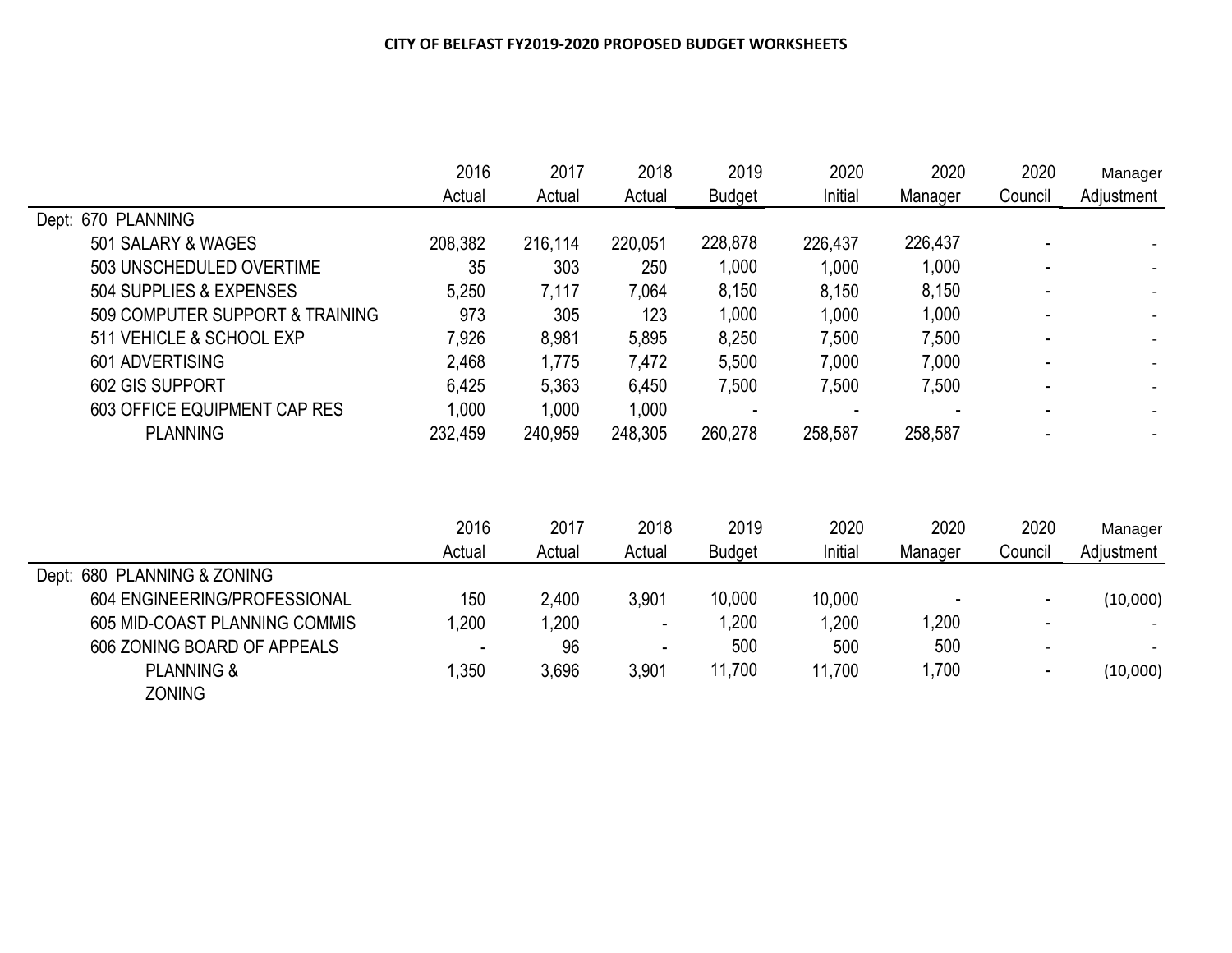**CITY OF BELFAST FY2019-2020 PROPOSED BUDGET WORKSHEETS**

| | 2016 Actual | 2017 Actual | 2018 Actual | 2019 Budget | 2020 Initial | 2020 Manager | 2020 Council | Manager Adjustment |
|---|---|---|---|---|---|---|---|---|
| Dept: 670 PLANNING | | | | | | | | |
| 501 SALARY & WAGES | 208,382 | 216,114 | 220,051 | 228,878 | 226,437 | 226,437 | - | - |
| 503 UNSCHEDULED OVERTIME | 35 | 303 | 250 | 1,000 | 1,000 | 1,000 | - | - |
| 504 SUPPLIES & EXPENSES | 5,250 | 7,117 | 7,064 | 8,150 | 8,150 | 8,150 | - | - |
| 509 COMPUTER SUPPORT & TRAINING | 973 | 305 | 123 | 1,000 | 1,000 | 1,000 | - | - |
| 511 VEHICLE & SCHOOL EXP | 7,926 | 8,981 | 5,895 | 8,250 | 7,500 | 7,500 | - | - |
| 601 ADVERTISING | 2,468 | 1,775 | 7,472 | 5,500 | 7,000 | 7,000 | - | - |
| 602 GIS SUPPORT | 6,425 | 5,363 | 6,450 | 7,500 | 7,500 | 7,500 | - | - |
| 603 OFFICE EQUIPMENT CAP RES | 1,000 | 1,000 | 1,000 | - | - | - | - | - |
| PLANNING | 232,459 | 240,959 | 248,305 | 260,278 | 258,587 | 258,587 | - | - |

| | 2016 Actual | 2017 Actual | 2018 Actual | 2019 Budget | 2020 Initial | 2020 Manager | 2020 Council | Manager Adjustment |
|---|---|---|---|---|---|---|---|---|
| Dept: 680 PLANNING & ZONING | | | | | | | | |
| 604 ENGINEERING/PROFESSIONAL | 150 | 2,400 | 3,901 | 10,000 | 10,000 | - | - | (10,000) |
| 605 MID-COAST PLANNING COMMIS | 1,200 | 1,200 | - | 1,200 | 1,200 | 1,200 | - | - |
| 606 ZONING BOARD OF APPEALS | - | 96 | - | 500 | 500 | 500 | - | - |
| PLANNING & ZONING | 1,350 | 3,696 | 3,901 | 11,700 | 11,700 | 1,700 | - | (10,000) |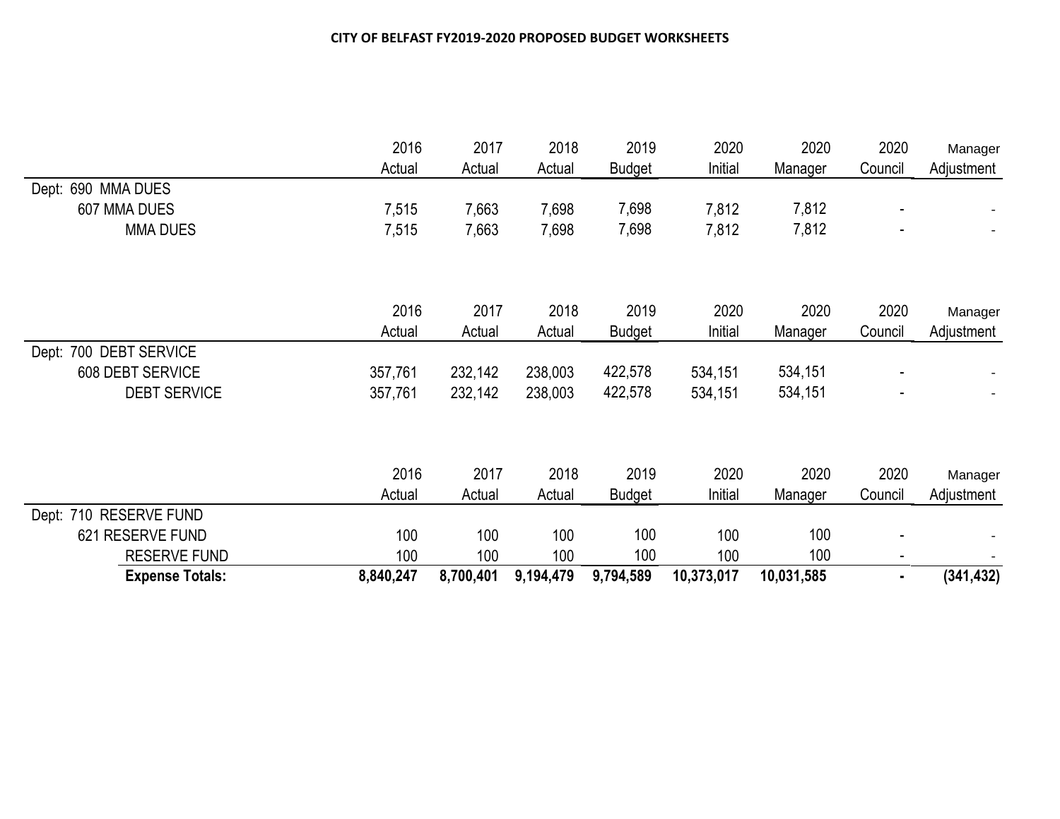# CITY OF BELFAST FY2019-2020 PROPOSED BUDGET WORKSHEETS

| | 2016 Actual | 2017 Actual | 2018 Actual | 2019 Budget | 2020 Initial | 2020 Manager | 2020 Council | Manager Adjustment |
|---|---|---|---|---|---|---|---|---|
| Dept: 690 MMA DUES | | | | | | | | |
| 607 MMA DUES | 7,515 | 7,663 | 7,698 | 7,698 | 7,812 | 7,812 | - | - |
| MMA DUES | 7,515 | 7,663 | 7,698 | 7,698 | 7,812 | 7,812 | - | - |

| | 2016 Actual | 2017 Actual | 2018 Actual | 2019 Budget | 2020 Initial | 2020 Manager | 2020 Council | Manager Adjustment |
|---|---|---|---|---|---|---|---|---|
| Dept: 700 DEBT SERVICE | | | | | | | | |
| 608 DEBT SERVICE | 357,761 | 232,142 | 238,003 | 422,578 | 534,151 | 534,151 | - | - |
| DEBT SERVICE | 357,761 | 232,142 | 238,003 | 422,578 | 534,151 | 534,151 | - | - |

| | 2016 Actual | 2017 Actual | 2018 Actual | 2019 Budget | 2020 Initial | 2020 Manager | 2020 Council | Manager Adjustment |
|---|---|---|---|---|---|---|---|---|
| Dept: 710 RESERVE FUND | | | | | | | | |
| 621 RESERVE FUND | 100 | 100 | 100 | 100 | 100 | 100 | - | - |
| RESERVE FUND | 100 | 100 | 100 | 100 | 100 | 100 | - | - |
| **Expense Totals:** | **8,840,247** | **8,700,401** | **9,194,479** | **9,794,589** | **10,373,017** | **10,031,585** | **-** | **(341,432)** |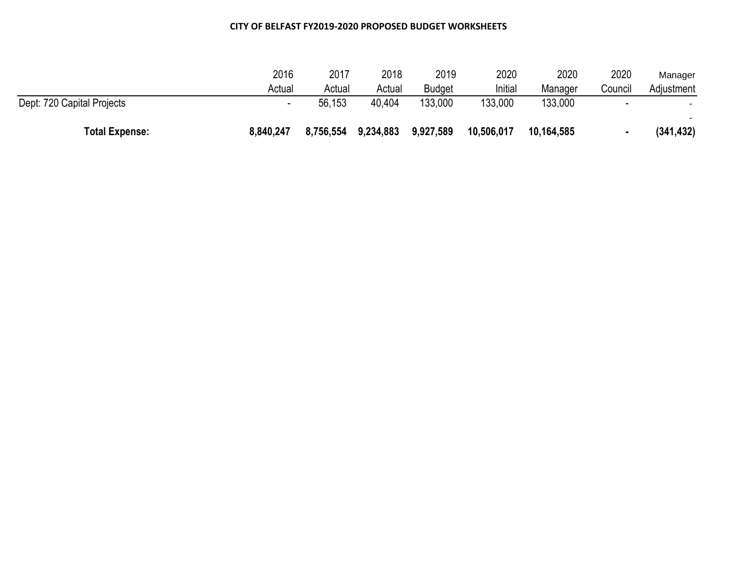**CITY OF BELFAST FY2019-2020 PROPOSED BUDGET WORKSHEETS**

| | 2016 Actual | 2017 Actual | 2018 Actual | 2019 Budget | 2020 Initial | 2020 Manager | 2020 Council | Manager Adjustment |
|---|---|---|---|---|---|---|---|---|
| Dept: 720 Capital Projects | - | 56,153 | 40,404 | 133,000 | 133,000 | 133,000 | - | - |
| | | | | | | | | - |
| **Total Expense:** | **8,840,247** | **8,756,554** | **9,234,883** | **9,927,589** | **10,506,017** | **10,164,585** | **-** | **(341,432)** |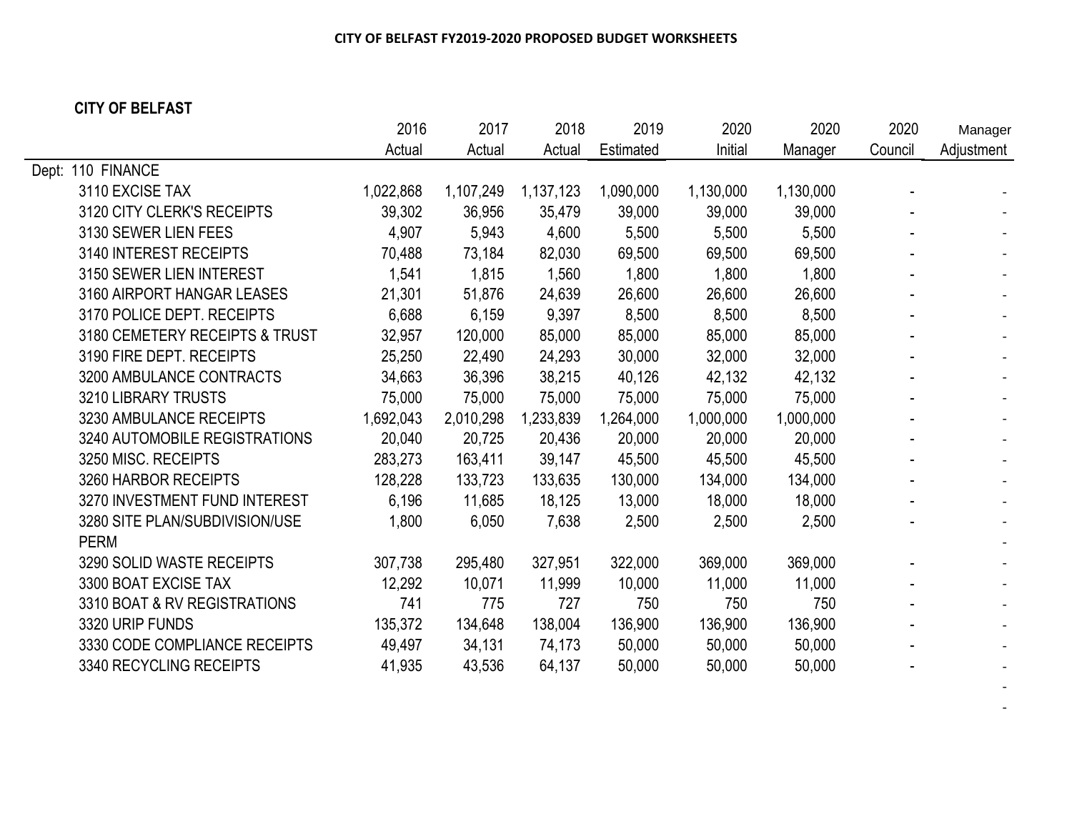**CITY OF BELFAST FY2019-2020 PROPOSED BUDGET WORKSHEETS**

**CITY OF BELFAST**

| | 2016 Actual | 2017 Actual | 2018 Actual | 2019 Estimated | 2020 Initial | 2020 Manager | 2020 Council | Manager Adjustment |
|---|---|---|---|---|---|---|---|---|
| Dept: 110 FINANCE | | | | | | | | |
| 3110 EXCISE TAX | 1,022,868 | 1,107,249 | 1,137,123 | 1,090,000 | 1,130,000 | 1,130,000 | - | - |
| 3120 CITY CLERK'S RECEIPTS | 39,302 | 36,956 | 35,479 | 39,000 | 39,000 | 39,000 | - | - |
| 3130 SEWER LIEN FEES | 4,907 | 5,943 | 4,600 | 5,500 | 5,500 | 5,500 | - | - |
| 3140 INTEREST RECEIPTS | 70,488 | 73,184 | 82,030 | 69,500 | 69,500 | 69,500 | - | - |
| 3150 SEWER LIEN INTEREST | 1,541 | 1,815 | 1,560 | 1,800 | 1,800 | 1,800 | - | - |
| 3160 AIRPORT HANGAR LEASES | 21,301 | 51,876 | 24,639 | 26,600 | 26,600 | 26,600 | - | - |
| 3170 POLICE DEPT. RECEIPTS | 6,688 | 6,159 | 9,397 | 8,500 | 8,500 | 8,500 | - | - |
| 3180 CEMETERY RECEIPTS & TRUST | 32,957 | 120,000 | 85,000 | 85,000 | 85,000 | 85,000 | - | - |
| 3190 FIRE DEPT. RECEIPTS | 25,250 | 22,490 | 24,293 | 30,000 | 32,000 | 32,000 | - | - |
| 3200 AMBULANCE CONTRACTS | 34,663 | 36,396 | 38,215 | 40,126 | 42,132 | 42,132 | - | - |
| 3210 LIBRARY TRUSTS | 75,000 | 75,000 | 75,000 | 75,000 | 75,000 | 75,000 | - | - |
| 3230 AMBULANCE RECEIPTS | 1,692,043 | 2,010,298 | 1,233,839 | 1,264,000 | 1,000,000 | 1,000,000 | - | - |
| 3240 AUTOMOBILE REGISTRATIONS | 20,040 | 20,725 | 20,436 | 20,000 | 20,000 | 20,000 | - | - |
| 3250 MISC. RECEIPTS | 283,273 | 163,411 | 39,147 | 45,500 | 45,500 | 45,500 | - | - |
| 3260 HARBOR RECEIPTS | 128,228 | 133,723 | 133,635 | 130,000 | 134,000 | 134,000 | - | - |
| 3270 INVESTMENT FUND INTEREST | 6,196 | 11,685 | 18,125 | 13,000 | 18,000 | 18,000 | - | - |
| 3280 SITE PLAN/SUBDIVISION/USE PERM | 1,800 | 6,050 | 7,638 | 2,500 | 2,500 | 2,500 | - | - |
| | | | | | | | | - |
| 3290 SOLID WASTE RECEIPTS | 307,738 | 295,480 | 327,951 | 322,000 | 369,000 | 369,000 | - | - |
| 3300 BOAT EXCISE TAX | 12,292 | 10,071 | 11,999 | 10,000 | 11,000 | 11,000 | - | - |
| 3310 BOAT & RV REGISTRATIONS | 741 | 775 | 727 | 750 | 750 | 750 | - | - |
| 3320 URIP FUNDS | 135,372 | 134,648 | 138,004 | 136,900 | 136,900 | 136,900 | - | - |
| 3330 CODE COMPLIANCE RECEIPTS | 49,497 | 34,131 | 74,173 | 50,000 | 50,000 | 50,000 | - | - |
| 3340 RECYCLING RECEIPTS | 41,935 | 43,536 | 64,137 | 50,000 | 50,000 | 50,000 | - | - |
| | | | | | | | | - |
| | | | | | | | | - |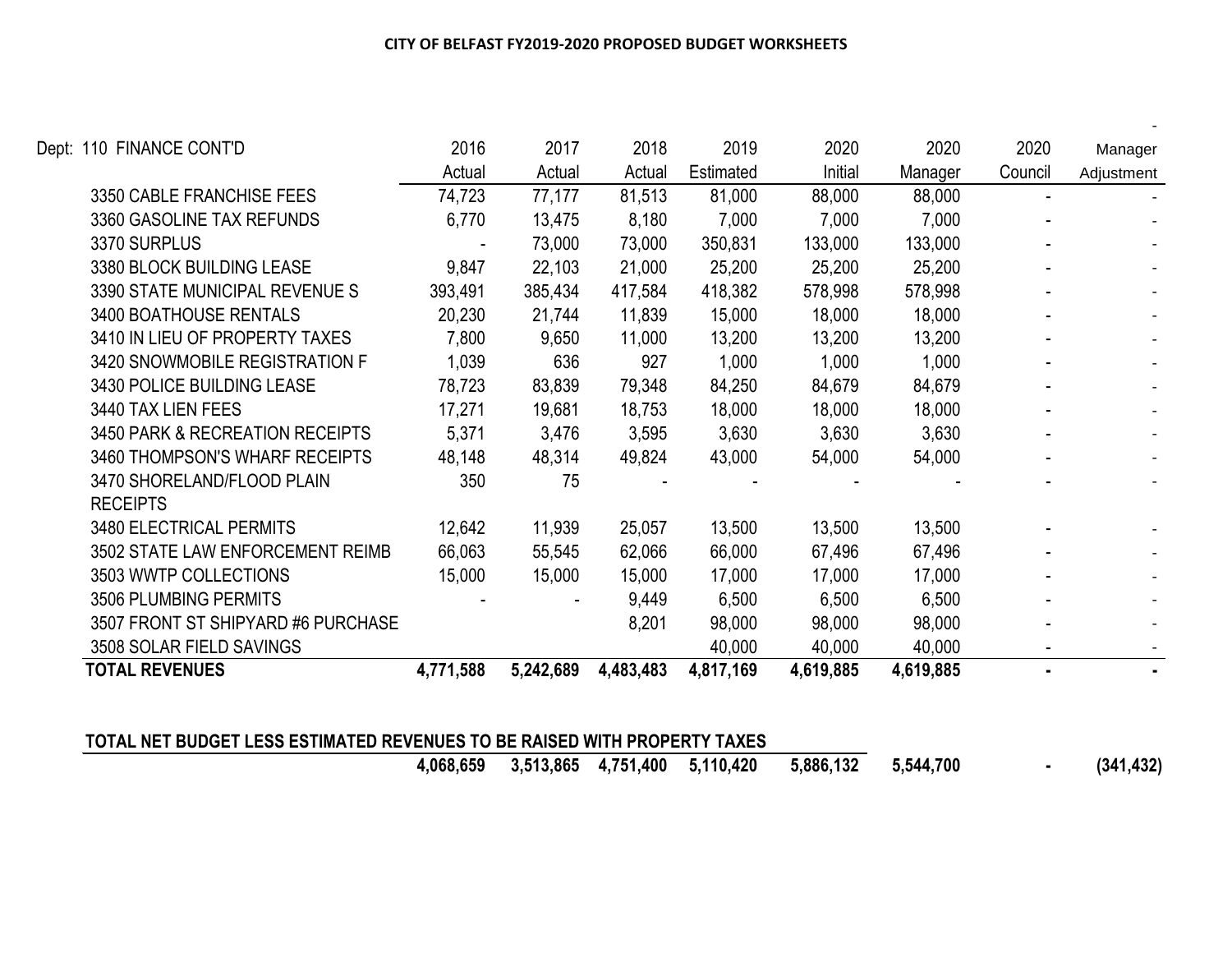**CITY OF BELFAST FY2019-2020 PROPOSED BUDGET WORKSHEETS**

| Dept: 110 FINANCE CONT'D | 2016 Actual | 2017 Actual | 2018 Actual | 2019 Estimated | 2020 Initial | 2020 Manager | 2020 Council | Manager Adjustment |
|---|---|---|---|---|---|---|---|---|
| 3350 CABLE FRANCHISE FEES | 74,723 | 77,177 | 81,513 | 81,000 | 88,000 | 88,000 | - | - |
| 3360 GASOLINE TAX REFUNDS | 6,770 | 13,475 | 8,180 | 7,000 | 7,000 | 7,000 | - | - |
| 3370 SURPLUS | - | 73,000 | 73,000 | 350,831 | 133,000 | 133,000 | - | - |
| 3380 BLOCK BUILDING LEASE | 9,847 | 22,103 | 21,000 | 25,200 | 25,200 | 25,200 | - | - |
| 3390 STATE MUNICIPAL REVENUE S | 393,491 | 385,434 | 417,584 | 418,382 | 578,998 | 578,998 | - | - |
| 3400 BOATHOUSE RENTALS | 20,230 | 21,744 | 11,839 | 15,000 | 18,000 | 18,000 | - | - |
| 3410 IN LIEU OF PROPERTY TAXES | 7,800 | 9,650 | 11,000 | 13,200 | 13,200 | 13,200 | - | - |
| 3420 SNOWMOBILE REGISTRATION F | 1,039 | 636 | 927 | 1,000 | 1,000 | 1,000 | - | - |
| 3430 POLICE BUILDING LEASE | 78,723 | 83,839 | 79,348 | 84,250 | 84,679 | 84,679 | - | - |
| 3440 TAX LIEN FEES | 17,271 | 19,681 | 18,753 | 18,000 | 18,000 | 18,000 | - | - |
| 3450 PARK & RECREATION RECEIPTS | 5,371 | 3,476 | 3,595 | 3,630 | 3,630 | 3,630 | - | - |
| 3460 THOMPSON'S WHARF RECEIPTS | 48,148 | 48,314 | 49,824 | 43,000 | 54,000 | 54,000 | - | - |
| 3470 SHORELAND/FLOOD PLAIN RECEIPTS | 350 | 75 | - | - | - | - | - | - |
| 3480 ELECTRICAL PERMITS | 12,642 | 11,939 | 25,057 | 13,500 | 13,500 | 13,500 | - | - |
| 3502 STATE LAW ENFORCEMENT REIMB | 66,063 | 55,545 | 62,066 | 66,000 | 67,496 | 67,496 | - | - |
| 3503 WWTP COLLECTIONS | 15,000 | 15,000 | 15,000 | 17,000 | 17,000 | 17,000 | - | - |
| 3506 PLUMBING PERMITS | - | - | 9,449 | 6,500 | 6,500 | 6,500 | - | - |
| 3507 FRONT ST SHIPYARD #6 PURCHASE | | | 8,201 | 98,000 | 98,000 | 98,000 | - | - |
| 3508 SOLAR FIELD SAVINGS | | | | 40,000 | 40,000 | 40,000 | - | - |
| **TOTAL REVENUES** | **4,771,588** | **5,242,689** | **4,483,483** | **4,817,169** | **4,619,885** | **4,619,885** | **-** | **-** |

**TOTAL NET BUDGET LESS ESTIMATED REVENUES TO BE RAISED WITH PROPERTY TAXES**

| | 2016 Actual | 2017 Actual | 2018 Actual | 2019 Estimated | 2020 Initial | 2020 Manager | 2020 Council | Manager Adjustment |
|---|---|---|---|---|---|---|---|---|
| | **4,068,659** | **3,513,865** | **4,751,400** | **5,110,420** | **5,886,132** | **5,544,700** | **-** | **(341,432)** |